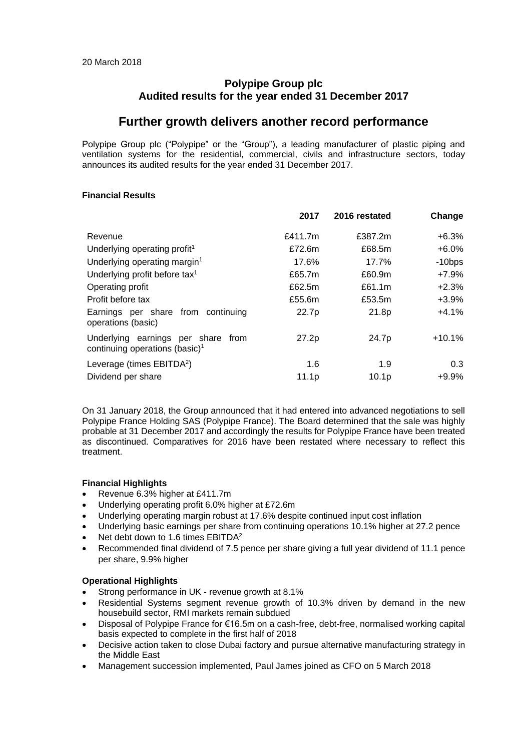20 March 2018

**Polypipe Group plc**
**Audited results for the year ended 31 December 2017**

# Further growth delivers another record performance

Polypipe Group plc ("Polypipe" or the "Group"), a leading manufacturer of plastic piping and ventilation systems for the residential, commercial, civils and infrastructure sectors, today announces its audited results for the year ended 31 December 2017.

### Financial Results

| | 2017 | 2016 restated | Change |
|---|---|---|---|
| Revenue | £411.7m | £387.2m | +6.3% |
| Underlying operating profit[1] | £72.6m | £68.5m | +6.0% |
| Underlying operating margin[1] | 17.6% | 17.7% | -10bps |
| Underlying profit before tax[1] | £65.7m | £60.9m | +7.9% |
| Operating profit | £62.5m | £61.1m | +2.3% |
| Profit before tax | £55.6m | £53.5m | +3.9% |
| Earnings per share from continuing operations (basic) | 22.7p | 21.8p | +4.1% |
| Underlying earnings per share from continuing operations (basic)[1] | 27.2p | 24.7p | +10.1% |
| Leverage (times EBITDA[2]) | 1.6 | 1.9 | 0.3 |
| Dividend per share | 11.1p | 10.1p | +9.9% |

On 31 January 2018, the Group announced that it had entered into advanced negotiations to sell Polypipe France Holding SAS (Polypipe France). The Board determined that the sale was highly probable at 31 December 2017 and accordingly the results for Polypipe France have been treated as discontinued. Comparatives for 2016 have been restated where necessary to reflect this treatment.

### Financial Highlights

- Revenue 6.3% higher at £411.7m
- Underlying operating profit 6.0% higher at £72.6m
- Underlying operating margin robust at 17.6% despite continued input cost inflation
- Underlying basic earnings per share from continuing operations 10.1% higher at 27.2 pence
- Net debt down to 1.6 times EBITDA[2]
- Recommended final dividend of 7.5 pence per share giving a full year dividend of 11.1 pence per share, 9.9% higher

### Operational Highlights

- Strong performance in UK - revenue growth at 8.1%
- Residential Systems segment revenue growth of 10.3% driven by demand in the new housebuild sector, RMI markets remain subdued
- Disposal of Polypipe France for €16.5m on a cash-free, debt-free, normalised working capital basis expected to complete in the first half of 2018
- Decisive action taken to close Dubai factory and pursue alternative manufacturing strategy in the Middle East
- Management succession implemented, Paul James joined as CFO on 5 March 2018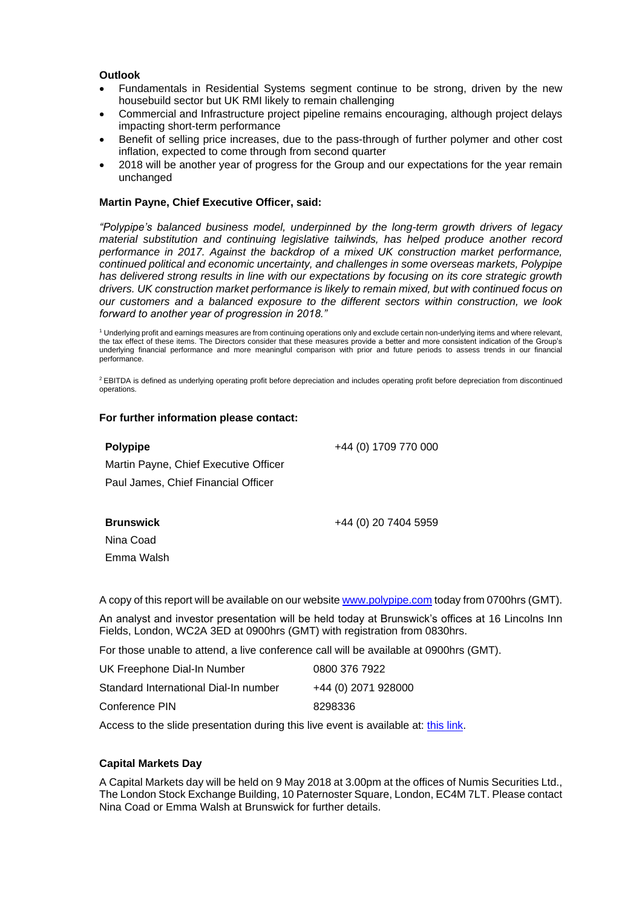**Outlook**

- Fundamentals in Residential Systems segment continue to be strong, driven by the new housebuild sector but UK RMI likely to remain challenging
- Commercial and Infrastructure project pipeline remains encouraging, although project delays impacting short-term performance
- Benefit of selling price increases, due to the pass-through of further polymer and other cost inflation, expected to come through from second quarter
- 2018 will be another year of progress for the Group and our expectations for the year remain unchanged

**Martin Payne, Chief Executive Officer, said:**

*"Polypipe's balanced business model, underpinned by the long-term growth drivers of legacy material substitution and continuing legislative tailwinds, has helped produce another record performance in 2017. Against the backdrop of a mixed UK construction market performance, continued political and economic uncertainty, and challenges in some overseas markets, Polypipe has delivered strong results in line with our expectations by focusing on its core strategic growth drivers. UK construction market performance is likely to remain mixed, but with continued focus on our customers and a balanced exposure to the different sectors within construction, we look forward to another year of progression in 2018."*

[1] Underlying profit and earnings measures are from continuing operations only and exclude certain non-underlying items and where relevant, the tax effect of these items. The Directors consider that these measures provide a better and more consistent indication of the Group's underlying financial performance and more meaningful comparison with prior and future periods to assess trends in our financial performance.

[2] EBITDA is defined as underlying operating profit before depreciation and includes operating profit before depreciation from discontinued operations.

**For further information please contact:**

| | |
|---|---|
| **Polypipe** | +44 (0) 1709 770 000 |
| Martin Payne, Chief Executive Officer | |
| Paul James, Chief Financial Officer | |
| | |
| **Brunswick** | +44 (0) 20 7404 5959 |
| Nina Coad | |
| Emma Walsh | |

A copy of this report will be available on our website www.polypipe.com today from 0700hrs (GMT).

An analyst and investor presentation will be held today at Brunswick's offices at 16 Lincolns Inn Fields, London, WC2A 3ED at 0900hrs (GMT) with registration from 0830hrs.

For those unable to attend, a live conference call will be available at 0900hrs (GMT).

| | |
|---|---|
| UK Freephone Dial-In Number | 0800 376 7922 |
| Standard International Dial-In number | +44 (0) 2071 928000 |
| Conference PIN | 8298336 |

Access to the slide presentation during this live event is available at: this link.

**Capital Markets Day**

A Capital Markets day will be held on 9 May 2018 at 3.00pm at the offices of Numis Securities Ltd., The London Stock Exchange Building, 10 Paternoster Square, London, EC4M 7LT. Please contact Nina Coad or Emma Walsh at Brunswick for further details.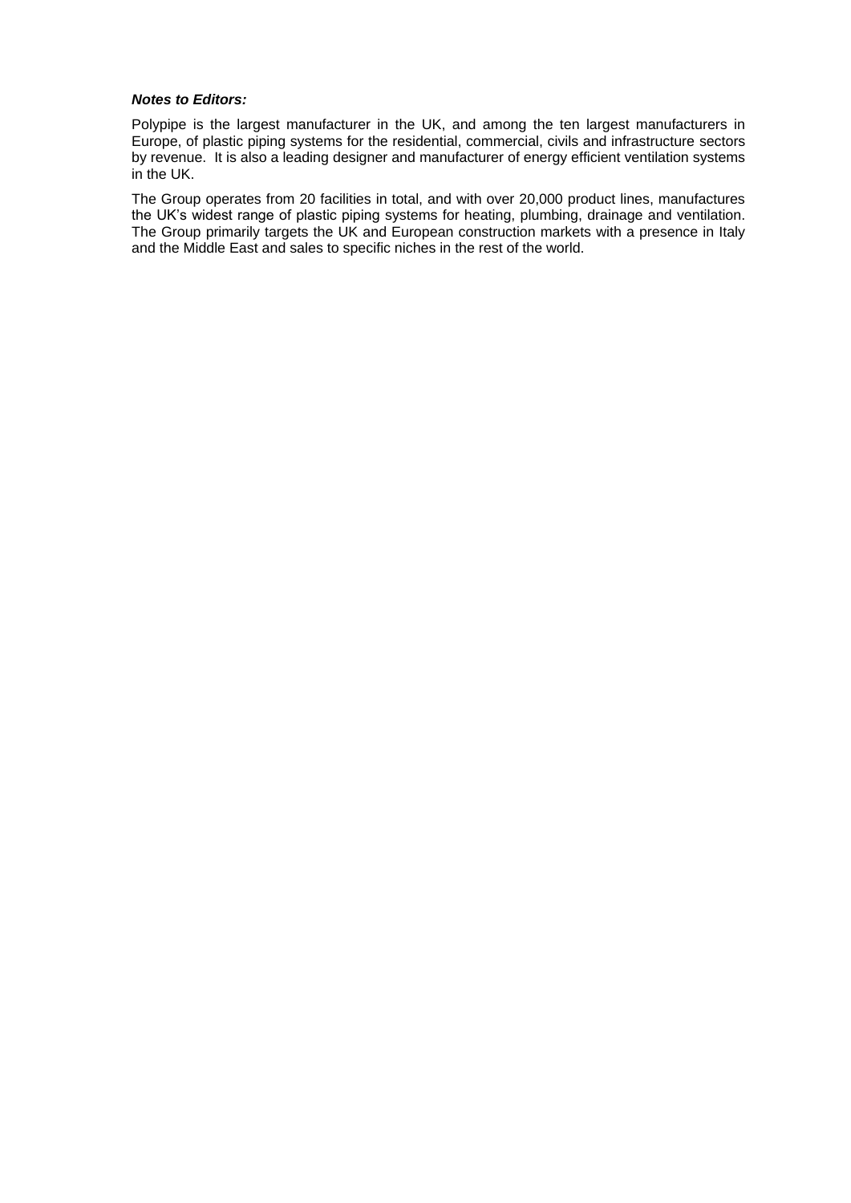***Notes to Editors:***

Polypipe is the largest manufacturer in the UK, and among the ten largest manufacturers in Europe, of plastic piping systems for the residential, commercial, civils and infrastructure sectors by revenue. It is also a leading designer and manufacturer of energy efficient ventilation systems in the UK.

The Group operates from 20 facilities in total, and with over 20,000 product lines, manufactures the UK's widest range of plastic piping systems for heating, plumbing, drainage and ventilation. The Group primarily targets the UK and European construction markets with a presence in Italy and the Middle East and sales to specific niches in the rest of the world.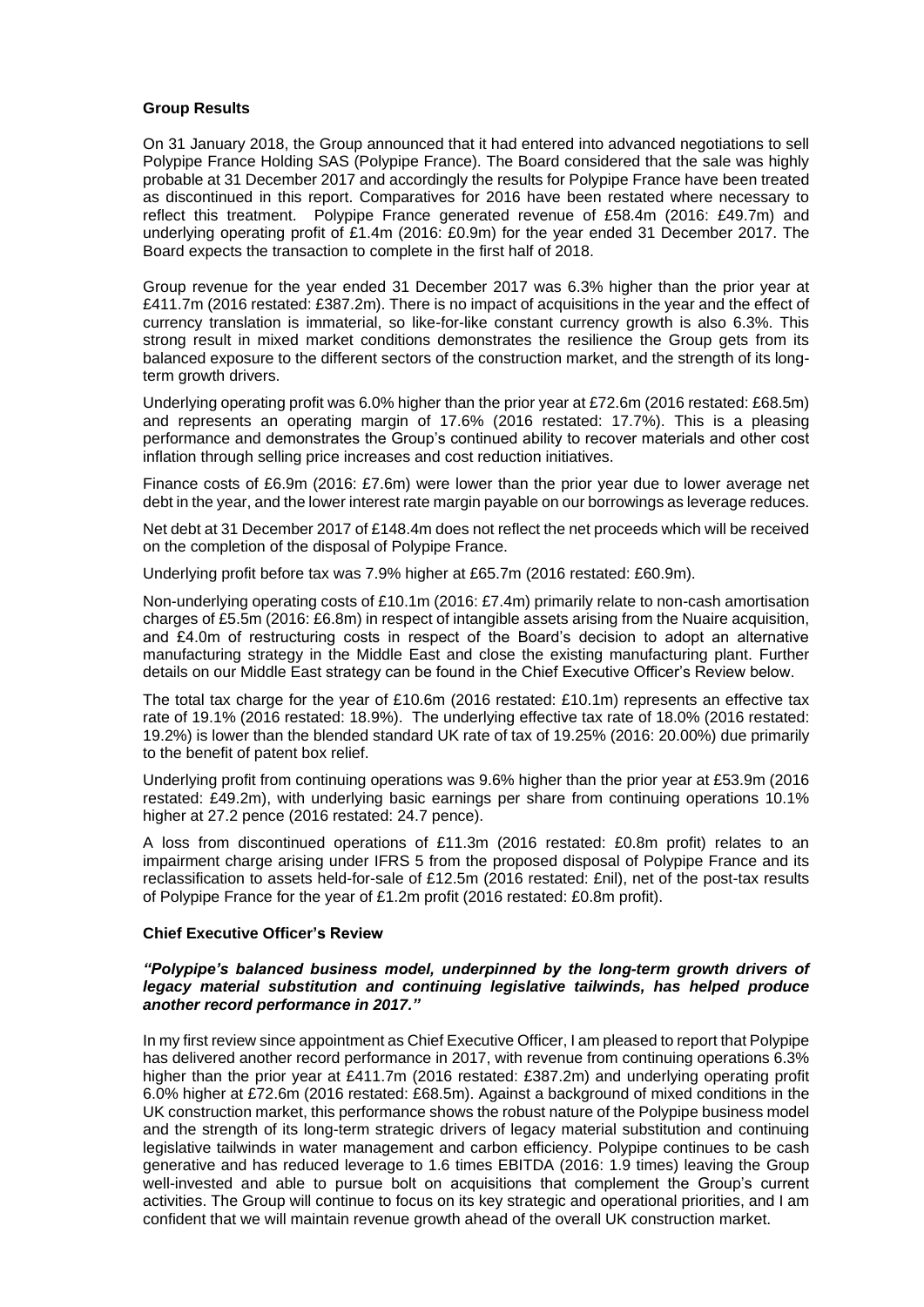**Group Results**

On 31 January 2018, the Group announced that it had entered into advanced negotiations to sell Polypipe France Holding SAS (Polypipe France). The Board considered that the sale was highly probable at 31 December 2017 and accordingly the results for Polypipe France have been treated as discontinued in this report. Comparatives for 2016 have been restated where necessary to reflect this treatment. Polypipe France generated revenue of £58.4m (2016: £49.7m) and underlying operating profit of £1.4m (2016: £0.9m) for the year ended 31 December 2017. The Board expects the transaction to complete in the first half of 2018.

Group revenue for the year ended 31 December 2017 was 6.3% higher than the prior year at £411.7m (2016 restated: £387.2m). There is no impact of acquisitions in the year and the effect of currency translation is immaterial, so like-for-like constant currency growth is also 6.3%. This strong result in mixed market conditions demonstrates the resilience the Group gets from its balanced exposure to the different sectors of the construction market, and the strength of its long-term growth drivers.

Underlying operating profit was 6.0% higher than the prior year at £72.6m (2016 restated: £68.5m) and represents an operating margin of 17.6% (2016 restated: 17.7%). This is a pleasing performance and demonstrates the Group's continued ability to recover materials and other cost inflation through selling price increases and cost reduction initiatives.

Finance costs of £6.9m (2016: £7.6m) were lower than the prior year due to lower average net debt in the year, and the lower interest rate margin payable on our borrowings as leverage reduces.

Net debt at 31 December 2017 of £148.4m does not reflect the net proceeds which will be received on the completion of the disposal of Polypipe France.

Underlying profit before tax was 7.9% higher at £65.7m (2016 restated: £60.9m).

Non-underlying operating costs of £10.1m (2016: £7.4m) primarily relate to non-cash amortisation charges of £5.5m (2016: £6.8m) in respect of intangible assets arising from the Nuaire acquisition, and £4.0m of restructuring costs in respect of the Board's decision to adopt an alternative manufacturing strategy in the Middle East and close the existing manufacturing plant. Further details on our Middle East strategy can be found in the Chief Executive Officer's Review below.

The total tax charge for the year of £10.6m (2016 restated: £10.1m) represents an effective tax rate of 19.1% (2016 restated: 18.9%). The underlying effective tax rate of 18.0% (2016 restated: 19.2%) is lower than the blended standard UK rate of tax of 19.25% (2016: 20.00%) due primarily to the benefit of patent box relief.

Underlying profit from continuing operations was 9.6% higher than the prior year at £53.9m (2016 restated: £49.2m), with underlying basic earnings per share from continuing operations 10.1% higher at 27.2 pence (2016 restated: 24.7 pence).

A loss from discontinued operations of £11.3m (2016 restated: £0.8m profit) relates to an impairment charge arising under IFRS 5 from the proposed disposal of Polypipe France and its reclassification to assets held-for-sale of £12.5m (2016 restated: £nil), net of the post-tax results of Polypipe France for the year of £1.2m profit (2016 restated: £0.8m profit).

**Chief Executive Officer's Review**

***"Polypipe's balanced business model, underpinned by the long-term growth drivers of legacy material substitution and continuing legislative tailwinds, has helped produce another record performance in 2017."***

In my first review since appointment as Chief Executive Officer, I am pleased to report that Polypipe has delivered another record performance in 2017, with revenue from continuing operations 6.3% higher than the prior year at £411.7m (2016 restated: £387.2m) and underlying operating profit 6.0% higher at £72.6m (2016 restated: £68.5m). Against a background of mixed conditions in the UK construction market, this performance shows the robust nature of the Polypipe business model and the strength of its long-term strategic drivers of legacy material substitution and continuing legislative tailwinds in water management and carbon efficiency. Polypipe continues to be cash generative and has reduced leverage to 1.6 times EBITDA (2016: 1.9 times) leaving the Group well-invested and able to pursue bolt on acquisitions that complement the Group's current activities. The Group will continue to focus on its key strategic and operational priorities, and I am confident that we will maintain revenue growth ahead of the overall UK construction market.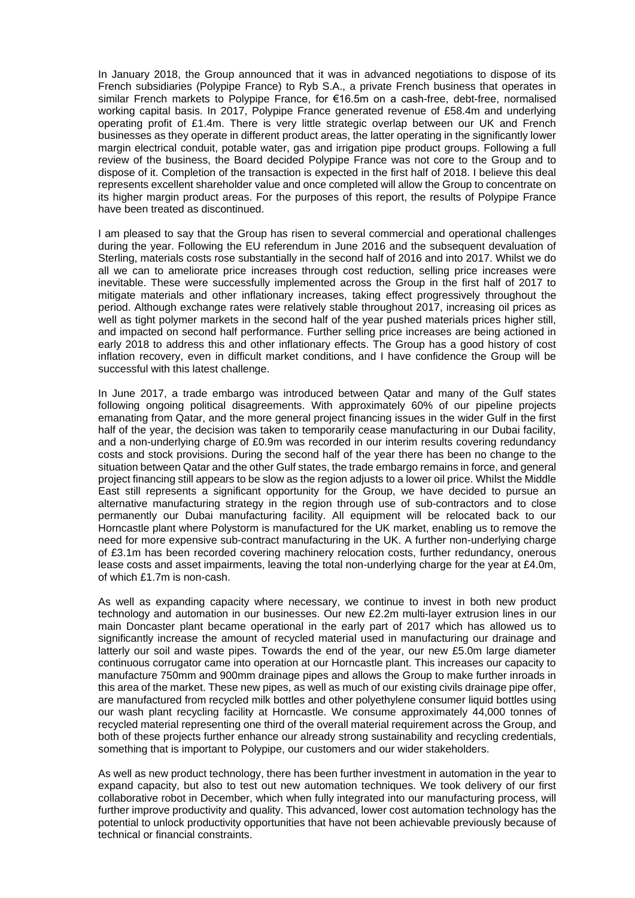In January 2018, the Group announced that it was in advanced negotiations to dispose of its French subsidiaries (Polypipe France) to Ryb S.A., a private French business that operates in similar French markets to Polypipe France, for €16.5m on a cash-free, debt-free, normalised working capital basis. In 2017, Polypipe France generated revenue of £58.4m and underlying operating profit of £1.4m. There is very little strategic overlap between our UK and French businesses as they operate in different product areas, the latter operating in the significantly lower margin electrical conduit, potable water, gas and irrigation pipe product groups. Following a full review of the business, the Board decided Polypipe France was not core to the Group and to dispose of it. Completion of the transaction is expected in the first half of 2018. I believe this deal represents excellent shareholder value and once completed will allow the Group to concentrate on its higher margin product areas. For the purposes of this report, the results of Polypipe France have been treated as discontinued.

I am pleased to say that the Group has risen to several commercial and operational challenges during the year. Following the EU referendum in June 2016 and the subsequent devaluation of Sterling, materials costs rose substantially in the second half of 2016 and into 2017. Whilst we do all we can to ameliorate price increases through cost reduction, selling price increases were inevitable. These were successfully implemented across the Group in the first half of 2017 to mitigate materials and other inflationary increases, taking effect progressively throughout the period. Although exchange rates were relatively stable throughout 2017, increasing oil prices as well as tight polymer markets in the second half of the year pushed materials prices higher still, and impacted on second half performance. Further selling price increases are being actioned in early 2018 to address this and other inflationary effects. The Group has a good history of cost inflation recovery, even in difficult market conditions, and I have confidence the Group will be successful with this latest challenge.

In June 2017, a trade embargo was introduced between Qatar and many of the Gulf states following ongoing political disagreements. With approximately 60% of our pipeline projects emanating from Qatar, and the more general project financing issues in the wider Gulf in the first half of the year, the decision was taken to temporarily cease manufacturing in our Dubai facility, and a non-underlying charge of £0.9m was recorded in our interim results covering redundancy costs and stock provisions. During the second half of the year there has been no change to the situation between Qatar and the other Gulf states, the trade embargo remains in force, and general project financing still appears to be slow as the region adjusts to a lower oil price. Whilst the Middle East still represents a significant opportunity for the Group, we have decided to pursue an alternative manufacturing strategy in the region through use of sub-contractors and to close permanently our Dubai manufacturing facility. All equipment will be relocated back to our Horncastle plant where Polystorm is manufactured for the UK market, enabling us to remove the need for more expensive sub-contract manufacturing in the UK. A further non-underlying charge of £3.1m has been recorded covering machinery relocation costs, further redundancy, onerous lease costs and asset impairments, leaving the total non-underlying charge for the year at £4.0m, of which £1.7m is non-cash.

As well as expanding capacity where necessary, we continue to invest in both new product technology and automation in our businesses. Our new £2.2m multi-layer extrusion lines in our main Doncaster plant became operational in the early part of 2017 which has allowed us to significantly increase the amount of recycled material used in manufacturing our drainage and latterly our soil and waste pipes. Towards the end of the year, our new £5.0m large diameter continuous corrugator came into operation at our Horncastle plant. This increases our capacity to manufacture 750mm and 900mm drainage pipes and allows the Group to make further inroads in this area of the market. These new pipes, as well as much of our existing civils drainage pipe offer, are manufactured from recycled milk bottles and other polyethylene consumer liquid bottles using our wash plant recycling facility at Horncastle. We consume approximately 44,000 tonnes of recycled material representing one third of the overall material requirement across the Group, and both of these projects further enhance our already strong sustainability and recycling credentials, something that is important to Polypipe, our customers and our wider stakeholders.

As well as new product technology, there has been further investment in automation in the year to expand capacity, but also to test out new automation techniques. We took delivery of our first collaborative robot in December, which when fully integrated into our manufacturing process, will further improve productivity and quality. This advanced, lower cost automation technology has the potential to unlock productivity opportunities that have not been achievable previously because of technical or financial constraints.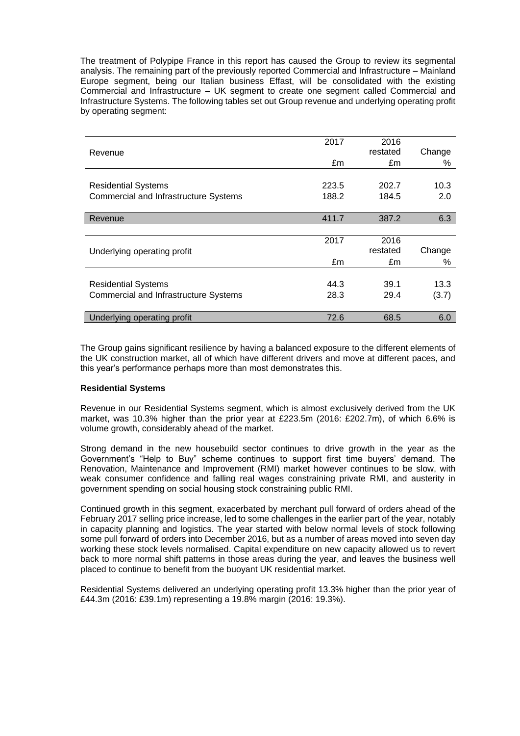The treatment of Polypipe France in this report has caused the Group to review its segmental analysis. The remaining part of the previously reported Commercial and Infrastructure – Mainland Europe segment, being our Italian business Effast, will be consolidated with the existing Commercial and Infrastructure – UK segment to create one segment called Commercial and Infrastructure Systems. The following tables set out Group revenue and underlying operating profit by operating segment:

| Revenue | 2017 £m | 2016 restated £m | Change % |
|---|---|---|---|
| Residential Systems | 223.5 | 202.7 | 10.3 |
| Commercial and Infrastructure Systems | 188.2 | 184.5 | 2.0 |
| Revenue | 411.7 | 387.2 | 6.3 |

| Underlying operating profit | 2017 £m | 2016 restated £m | Change % |
|---|---|---|---|
| Residential Systems | 44.3 | 39.1 | 13.3 |
| Commercial and Infrastructure Systems | 28.3 | 29.4 | (3.7) |
| Underlying operating profit | 72.6 | 68.5 | 6.0 |

The Group gains significant resilience by having a balanced exposure to the different elements of the UK construction market, all of which have different drivers and move at different paces, and this year's performance perhaps more than most demonstrates this.

**Residential Systems**

Revenue in our Residential Systems segment, which is almost exclusively derived from the UK market, was 10.3% higher than the prior year at £223.5m (2016: £202.7m), of which 6.6% is volume growth, considerably ahead of the market.

Strong demand in the new housebuild sector continues to drive growth in the year as the Government's "Help to Buy" scheme continues to support first time buyers' demand. The Renovation, Maintenance and Improvement (RMI) market however continues to be slow, with weak consumer confidence and falling real wages constraining private RMI, and austerity in government spending on social housing stock constraining public RMI.

Continued growth in this segment, exacerbated by merchant pull forward of orders ahead of the February 2017 selling price increase, led to some challenges in the earlier part of the year, notably in capacity planning and logistics. The year started with below normal levels of stock following some pull forward of orders into December 2016, but as a number of areas moved into seven day working these stock levels normalised. Capital expenditure on new capacity allowed us to revert back to more normal shift patterns in those areas during the year, and leaves the business well placed to continue to benefit from the buoyant UK residential market.

Residential Systems delivered an underlying operating profit 13.3% higher than the prior year of £44.3m (2016: £39.1m) representing a 19.8% margin (2016: 19.3%).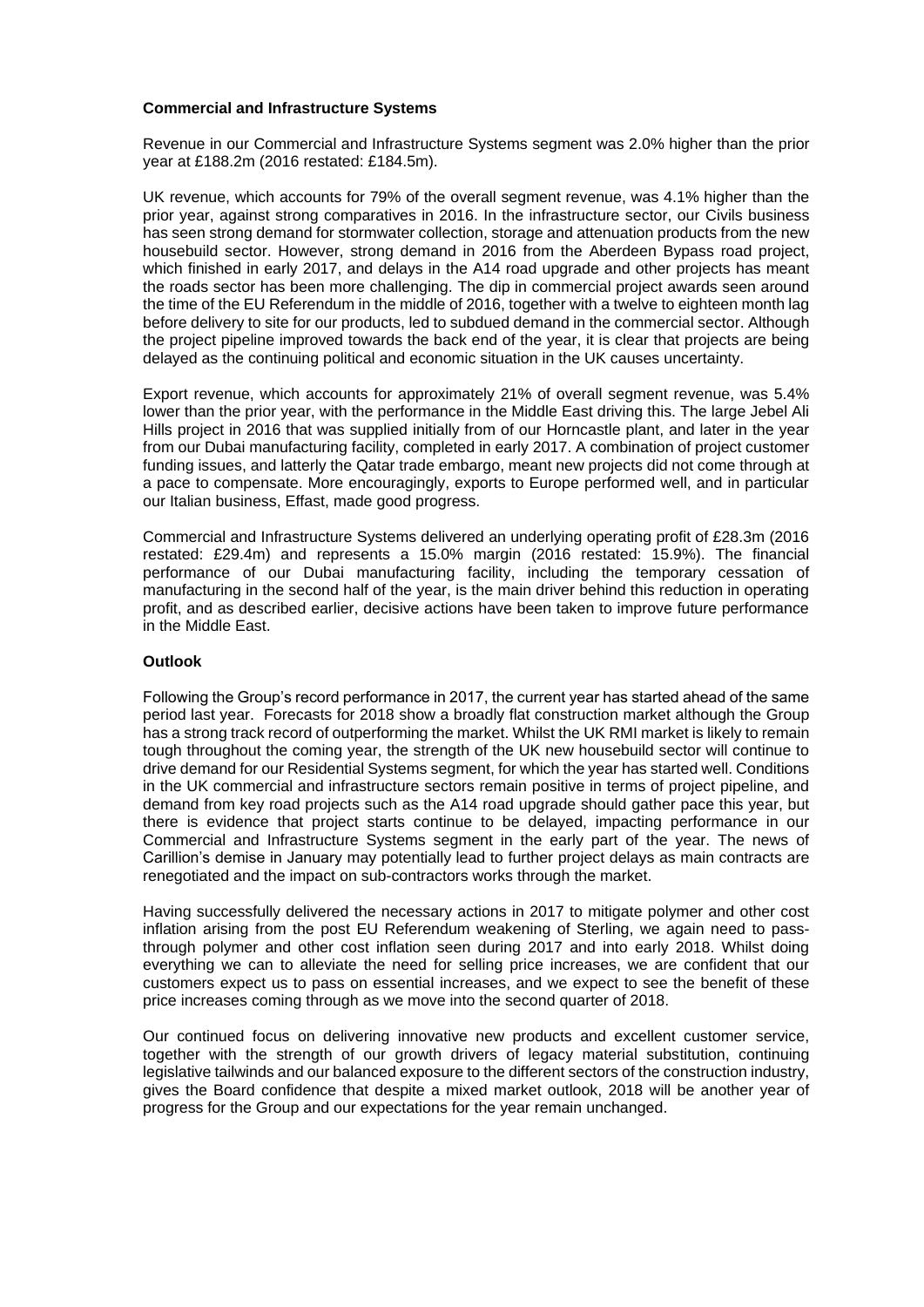**Commercial and Infrastructure Systems**

Revenue in our Commercial and Infrastructure Systems segment was 2.0% higher than the prior year at £188.2m (2016 restated: £184.5m).

UK revenue, which accounts for 79% of the overall segment revenue, was 4.1% higher than the prior year, against strong comparatives in 2016. In the infrastructure sector, our Civils business has seen strong demand for stormwater collection, storage and attenuation products from the new housebuild sector. However, strong demand in 2016 from the Aberdeen Bypass road project, which finished in early 2017, and delays in the A14 road upgrade and other projects has meant the roads sector has been more challenging. The dip in commercial project awards seen around the time of the EU Referendum in the middle of 2016, together with a twelve to eighteen month lag before delivery to site for our products, led to subdued demand in the commercial sector. Although the project pipeline improved towards the back end of the year, it is clear that projects are being delayed as the continuing political and economic situation in the UK causes uncertainty.

Export revenue, which accounts for approximately 21% of overall segment revenue, was 5.4% lower than the prior year, with the performance in the Middle East driving this. The large Jebel Ali Hills project in 2016 that was supplied initially from of our Horncastle plant, and later in the year from our Dubai manufacturing facility, completed in early 2017. A combination of project customer funding issues, and latterly the Qatar trade embargo, meant new projects did not come through at a pace to compensate. More encouragingly, exports to Europe performed well, and in particular our Italian business, Effast, made good progress.

Commercial and Infrastructure Systems delivered an underlying operating profit of £28.3m (2016 restated: £29.4m) and represents a 15.0% margin (2016 restated: 15.9%). The financial performance of our Dubai manufacturing facility, including the temporary cessation of manufacturing in the second half of the year, is the main driver behind this reduction in operating profit, and as described earlier, decisive actions have been taken to improve future performance in the Middle East.

**Outlook**

Following the Group's record performance in 2017, the current year has started ahead of the same period last year. Forecasts for 2018 show a broadly flat construction market although the Group has a strong track record of outperforming the market. Whilst the UK RMI market is likely to remain tough throughout the coming year, the strength of the UK new housebuild sector will continue to drive demand for our Residential Systems segment, for which the year has started well. Conditions in the UK commercial and infrastructure sectors remain positive in terms of project pipeline, and demand from key road projects such as the A14 road upgrade should gather pace this year, but there is evidence that project starts continue to be delayed, impacting performance in our Commercial and Infrastructure Systems segment in the early part of the year. The news of Carillion's demise in January may potentially lead to further project delays as main contracts are renegotiated and the impact on sub-contractors works through the market.

Having successfully delivered the necessary actions in 2017 to mitigate polymer and other cost inflation arising from the post EU Referendum weakening of Sterling, we again need to pass-through polymer and other cost inflation seen during 2017 and into early 2018. Whilst doing everything we can to alleviate the need for selling price increases, we are confident that our customers expect us to pass on essential increases, and we expect to see the benefit of these price increases coming through as we move into the second quarter of 2018.

Our continued focus on delivering innovative new products and excellent customer service, together with the strength of our growth drivers of legacy material substitution, continuing legislative tailwinds and our balanced exposure to the different sectors of the construction industry, gives the Board confidence that despite a mixed market outlook, 2018 will be another year of progress for the Group and our expectations for the year remain unchanged.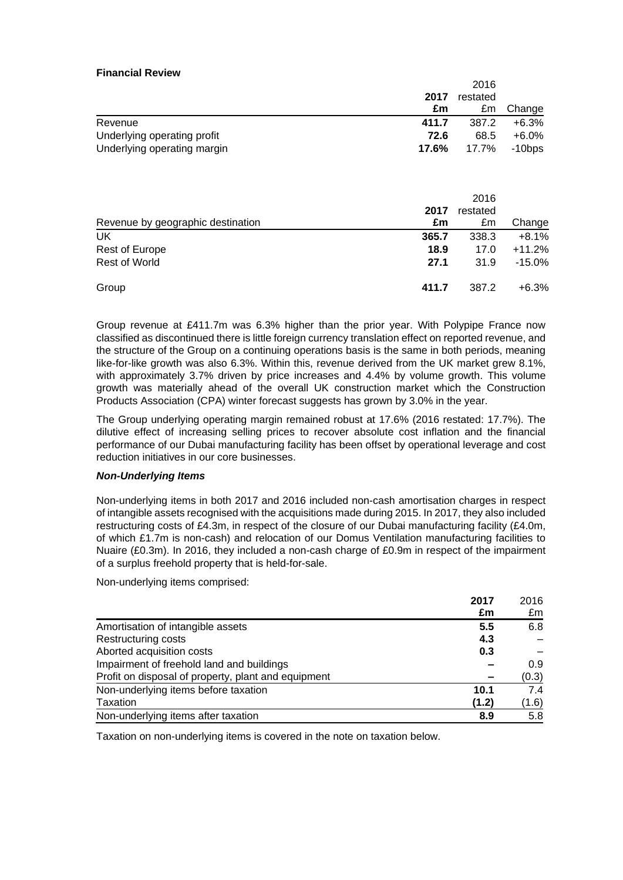**Financial Review**

| | 2017 £m | 2016 restated £m | Change |
|---|---|---|---|
| Revenue | **411.7** | 387.2 | +6.3% |
| Underlying operating profit | **72.6** | 68.5 | +6.0% |
| Underlying operating margin | **17.6%** | 17.7% | -10bps |

| Revenue by geographic destination | 2017 £m | 2016 restated £m | Change |
|---|---|---|---|
| UK | **365.7** | 338.3 | +8.1% |
| Rest of Europe | **18.9** | 17.0 | +11.2% |
| Rest of World | **27.1** | 31.9 | -15.0% |
| Group | **411.7** | 387.2 | +6.3% |

Group revenue at £411.7m was 6.3% higher than the prior year. With Polypipe France now classified as discontinued there is little foreign currency translation effect on reported revenue, and the structure of the Group on a continuing operations basis is the same in both periods, meaning like-for-like growth was also 6.3%. Within this, revenue derived from the UK market grew 8.1%, with approximately 3.7% driven by price increases and 4.4% by volume growth. This volume growth was materially ahead of the overall UK construction market which the Construction Products Association (CPA) winter forecast suggests has grown by 3.0% in the year.

The Group underlying operating margin remained robust at 17.6% (2016 restated: 17.7%). The dilutive effect of increasing selling prices to recover absolute cost inflation and the financial performance of our Dubai manufacturing facility has been offset by operational leverage and cost reduction initiatives in our core businesses.

***Non-Underlying Items***

Non-underlying items in both 2017 and 2016 included non-cash amortisation charges in respect of intangible assets recognised with the acquisitions made during 2015. In 2017, they also included restructuring costs of £4.3m, in respect of the closure of our Dubai manufacturing facility (£4.0m, of which £1.7m is non-cash) and relocation of our Domus Ventilation manufacturing facilities to Nuaire (£0.3m). In 2016, they included a non-cash charge of £0.9m in respect of the impairment of a surplus freehold property that is held-for-sale.

Non-underlying items comprised:

| | 2017 £m | 2016 £m |
|---|---|---|
| Amortisation of intangible assets | **5.5** | 6.8 |
| Restructuring costs | **4.3** | – |
| Aborted acquisition costs | **0.3** | – |
| Impairment of freehold land and buildings | **–** | 0.9 |
| Profit on disposal of property, plant and equipment | **–** | (0.3) |
| Non-underlying items before taxation | **10.1** | 7.4 |
| Taxation | **(1.2)** | (1.6) |
| Non-underlying items after taxation | **8.9** | 5.8 |

Taxation on non-underlying items is covered in the note on taxation below.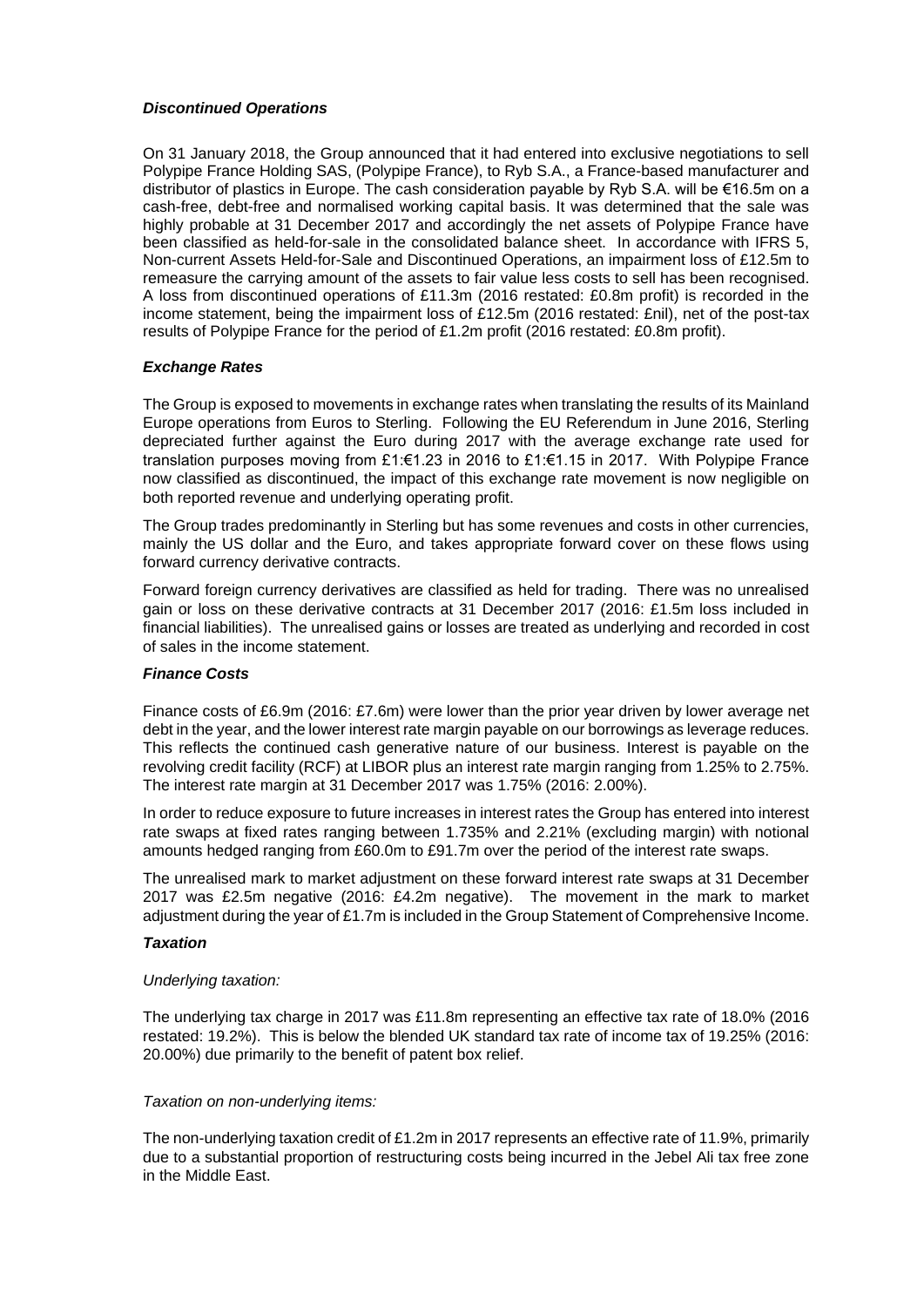### *Discontinued Operations*

On 31 January 2018, the Group announced that it had entered into exclusive negotiations to sell Polypipe France Holding SAS, (Polypipe France), to Ryb S.A., a France-based manufacturer and distributor of plastics in Europe. The cash consideration payable by Ryb S.A. will be €16.5m on a cash-free, debt-free and normalised working capital basis. It was determined that the sale was highly probable at 31 December 2017 and accordingly the net assets of Polypipe France have been classified as held-for-sale in the consolidated balance sheet. In accordance with IFRS 5, Non-current Assets Held-for-Sale and Discontinued Operations, an impairment loss of £12.5m to remeasure the carrying amount of the assets to fair value less costs to sell has been recognised. A loss from discontinued operations of £11.3m (2016 restated: £0.8m profit) is recorded in the income statement, being the impairment loss of £12.5m (2016 restated: £nil), net of the post-tax results of Polypipe France for the period of £1.2m profit (2016 restated: £0.8m profit).

### *Exchange Rates*

The Group is exposed to movements in exchange rates when translating the results of its Mainland Europe operations from Euros to Sterling. Following the EU Referendum in June 2016, Sterling depreciated further against the Euro during 2017 with the average exchange rate used for translation purposes moving from £1:€1.23 in 2016 to £1:€1.15 in 2017. With Polypipe France now classified as discontinued, the impact of this exchange rate movement is now negligible on both reported revenue and underlying operating profit.

The Group trades predominantly in Sterling but has some revenues and costs in other currencies, mainly the US dollar and the Euro, and takes appropriate forward cover on these flows using forward currency derivative contracts.

Forward foreign currency derivatives are classified as held for trading. There was no unrealised gain or loss on these derivative contracts at 31 December 2017 (2016: £1.5m loss included in financial liabilities). The unrealised gains or losses are treated as underlying and recorded in cost of sales in the income statement.

### *Finance Costs*

Finance costs of £6.9m (2016: £7.6m) were lower than the prior year driven by lower average net debt in the year, and the lower interest rate margin payable on our borrowings as leverage reduces. This reflects the continued cash generative nature of our business. Interest is payable on the revolving credit facility (RCF) at LIBOR plus an interest rate margin ranging from 1.25% to 2.75%. The interest rate margin at 31 December 2017 was 1.75% (2016: 2.00%).

In order to reduce exposure to future increases in interest rates the Group has entered into interest rate swaps at fixed rates ranging between 1.735% and 2.21% (excluding margin) with notional amounts hedged ranging from £60.0m to £91.7m over the period of the interest rate swaps.

The unrealised mark to market adjustment on these forward interest rate swaps at 31 December 2017 was £2.5m negative (2016: £4.2m negative). The movement in the mark to market adjustment during the year of £1.7m is included in the Group Statement of Comprehensive Income.

### *Taxation*

*Underlying taxation:*

The underlying tax charge in 2017 was £11.8m representing an effective tax rate of 18.0% (2016 restated: 19.2%). This is below the blended UK standard tax rate of income tax of 19.25% (2016: 20.00%) due primarily to the benefit of patent box relief.

*Taxation on non-underlying items:*

The non-underlying taxation credit of £1.2m in 2017 represents an effective rate of 11.9%, primarily due to a substantial proportion of restructuring costs being incurred in the Jebel Ali tax free zone in the Middle East.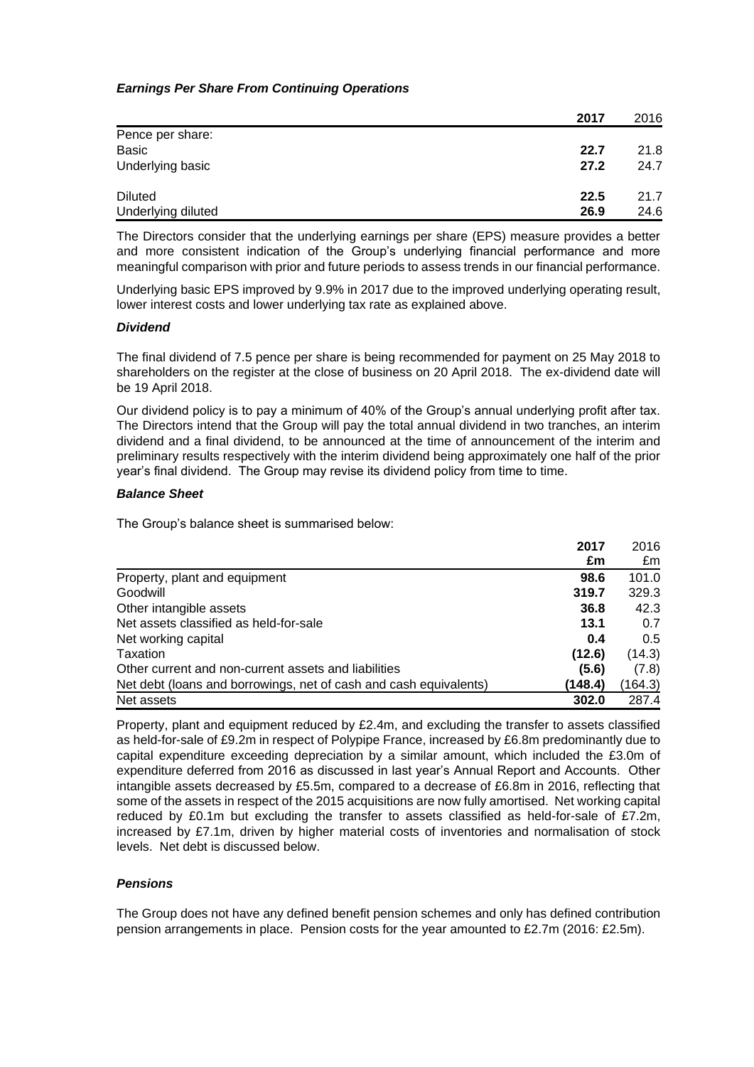### *Earnings Per Share From Continuing Operations*

| | 2017 | 2016 |
|---|---|---|
| Pence per share: | | |
| Basic | **22.7** | 21.8 |
| Underlying basic | **27.2** | 24.7 |
| | | |
| Diluted | **22.5** | 21.7 |
| Underlying diluted | **26.9** | 24.6 |

The Directors consider that the underlying earnings per share (EPS) measure provides a better and more consistent indication of the Group's underlying financial performance and more meaningful comparison with prior and future periods to assess trends in our financial performance.

Underlying basic EPS improved by 9.9% in 2017 due to the improved underlying operating result, lower interest costs and lower underlying tax rate as explained above.

### *Dividend*

The final dividend of 7.5 pence per share is being recommended for payment on 25 May 2018 to shareholders on the register at the close of business on 20 April 2018. The ex-dividend date will be 19 April 2018.

Our dividend policy is to pay a minimum of 40% of the Group's annual underlying profit after tax. The Directors intend that the Group will pay the total annual dividend in two tranches, an interim dividend and a final dividend, to be announced at the time of announcement of the interim and preliminary results respectively with the interim dividend being approximately one half of the prior year's final dividend. The Group may revise its dividend policy from time to time.

### *Balance Sheet*

The Group's balance sheet is summarised below:

| | 2017 £m | 2016 £m |
|---|---|---|
| Property, plant and equipment | **98.6** | 101.0 |
| Goodwill | **319.7** | 329.3 |
| Other intangible assets | **36.8** | 42.3 |
| Net assets classified as held-for-sale | **13.1** | 0.7 |
| Net working capital | **0.4** | 0.5 |
| Taxation | **(12.6)** | (14.3) |
| Other current and non-current assets and liabilities | **(5.6)** | (7.8) |
| Net debt (loans and borrowings, net of cash and cash equivalents) | **(148.4)** | (164.3) |
| Net assets | **302.0** | 287.4 |

Property, plant and equipment reduced by £2.4m, and excluding the transfer to assets classified as held-for-sale of £9.2m in respect of Polypipe France, increased by £6.8m predominantly due to capital expenditure exceeding depreciation by a similar amount, which included the £3.0m of expenditure deferred from 2016 as discussed in last year's Annual Report and Accounts. Other intangible assets decreased by £5.5m, compared to a decrease of £6.8m in 2016, reflecting that some of the assets in respect of the 2015 acquisitions are now fully amortised. Net working capital reduced by £0.1m but excluding the transfer to assets classified as held-for-sale of £7.2m, increased by £7.1m, driven by higher material costs of inventories and normalisation of stock levels. Net debt is discussed below.

### *Pensions*

The Group does not have any defined benefit pension schemes and only has defined contribution pension arrangements in place. Pension costs for the year amounted to £2.7m (2016: £2.5m).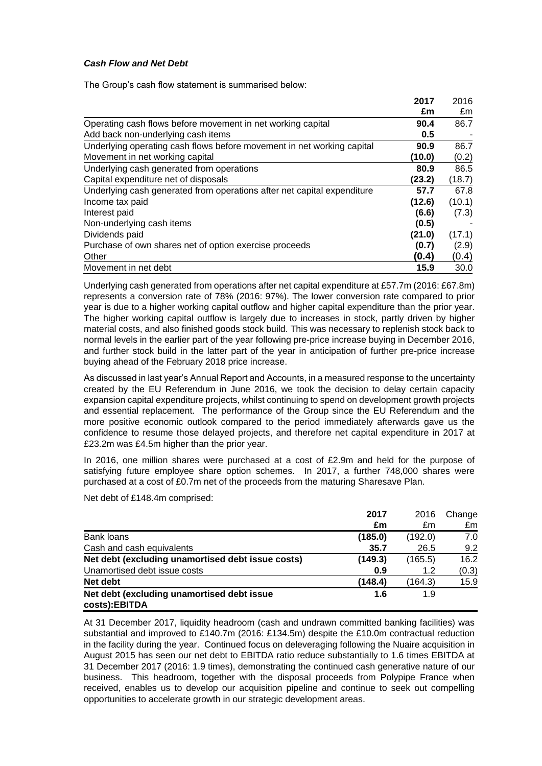***Cash Flow and Net Debt***

The Group's cash flow statement is summarised below:

| | **2017** | 2016 |
|---|---|---|
| | **£m** | £m |
| Operating cash flows before movement in net working capital | **90.4** | 86.7 |
| Add back non-underlying cash items | **0.5** | - |
| Underlying operating cash flows before movement in net working capital | **90.9** | 86.7 |
| Movement in net working capital | **(10.0)** | (0.2) |
| Underlying cash generated from operations | **80.9** | 86.5 |
| Capital expenditure net of disposals | **(23.2)** | (18.7) |
| Underlying cash generated from operations after net capital expenditure | **57.7** | 67.8 |
| Income tax paid | **(12.6)** | (10.1) |
| Interest paid | **(6.6)** | (7.3) |
| Non-underlying cash items | **(0.5)** | - |
| Dividends paid | **(21.0)** | (17.1) |
| Purchase of own shares net of option exercise proceeds | **(0.7)** | (2.9) |
| Other | **(0.4)** | (0.4) |
| Movement in net debt | **15.9** | 30.0 |

Underlying cash generated from operations after net capital expenditure at £57.7m (2016: £67.8m) represents a conversion rate of 78% (2016: 97%). The lower conversion rate compared to prior year is due to a higher working capital outflow and higher capital expenditure than the prior year. The higher working capital outflow is largely due to increases in stock, partly driven by higher material costs, and also finished goods stock build. This was necessary to replenish stock back to normal levels in the earlier part of the year following pre-price increase buying in December 2016, and further stock build in the latter part of the year in anticipation of further pre-price increase buying ahead of the February 2018 price increase.

As discussed in last year's Annual Report and Accounts, in a measured response to the uncertainty created by the EU Referendum in June 2016, we took the decision to delay certain capacity expansion capital expenditure projects, whilst continuing to spend on development growth projects and essential replacement. The performance of the Group since the EU Referendum and the more positive economic outlook compared to the period immediately afterwards gave us the confidence to resume those delayed projects, and therefore net capital expenditure in 2017 at £23.2m was £4.5m higher than the prior year.

In 2016, one million shares were purchased at a cost of £2.9m and held for the purpose of satisfying future employee share option schemes. In 2017, a further 748,000 shares were purchased at a cost of £0.7m net of the proceeds from the maturing Sharesave Plan.

Net debt of £148.4m comprised:

| | **2017** | 2016 | Change |
|---|---|---|---|
| | **£m** | £m | £m |
| Bank loans | **(185.0)** | (192.0) | 7.0 |
| Cash and cash equivalents | **35.7** | 26.5 | 9.2 |
| **Net debt (excluding unamortised debt issue costs)** | **(149.3)** | (165.5) | 16.2 |
| Unamortised debt issue costs | **0.9** | 1.2 | (0.3) |
| **Net debt** | **(148.4)** | (164.3) | 15.9 |
| **Net debt (excluding unamortised debt issue costs):EBITDA** | **1.6** | 1.9 | |

At 31 December 2017, liquidity headroom (cash and undrawn committed banking facilities) was substantial and improved to £140.7m (2016: £134.5m) despite the £10.0m contractual reduction in the facility during the year. Continued focus on deleveraging following the Nuaire acquisition in August 2015 has seen our net debt to EBITDA ratio reduce substantially to 1.6 times EBITDA at 31 December 2017 (2016: 1.9 times), demonstrating the continued cash generative nature of our business. This headroom, together with the disposal proceeds from Polypipe France when received, enables us to develop our acquisition pipeline and continue to seek out compelling opportunities to accelerate growth in our strategic development areas.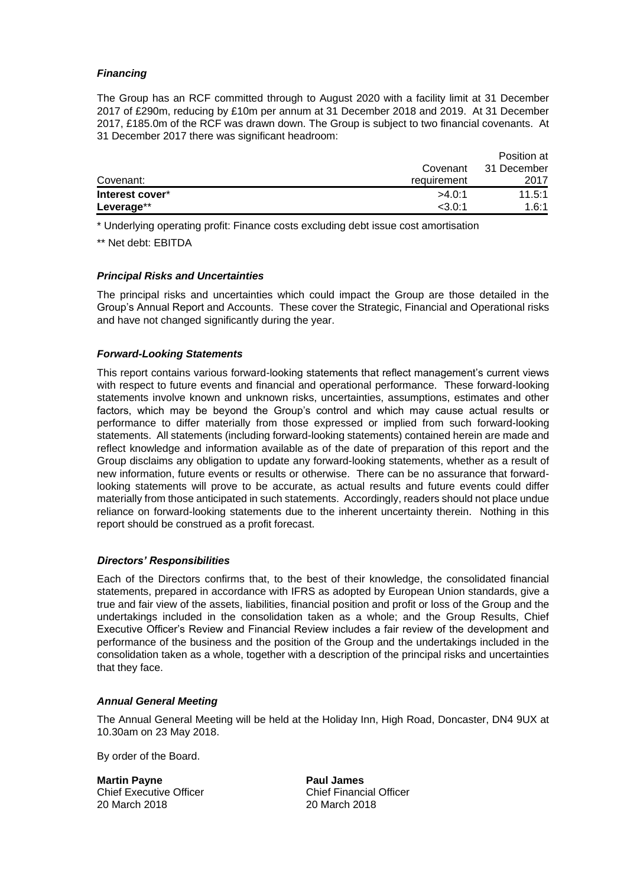### *Financing*

The Group has an RCF committed through to August 2020 with a facility limit at 31 December 2017 of £290m, reducing by £10m per annum at 31 December 2018 and 2019. At 31 December 2017, £185.0m of the RCF was drawn down. The Group is subject to two financial covenants. At 31 December 2017 there was significant headroom:

| Covenant: | Covenant requirement | Position at 31 December 2017 |
|---|---|---|
| **Interest cover*** | >4.0:1 | 11.5:1 |
| **Leverage**** | <3.0:1 | 1.6:1 |

\* Underlying operating profit: Finance costs excluding debt issue cost amortisation

** Net debt: EBITDA

### *Principal Risks and Uncertainties*

The principal risks and uncertainties which could impact the Group are those detailed in the Group's Annual Report and Accounts. These cover the Strategic, Financial and Operational risks and have not changed significantly during the year.

### *Forward-Looking Statements*

This report contains various forward-looking statements that reflect management's current views with respect to future events and financial and operational performance. These forward-looking statements involve known and unknown risks, uncertainties, assumptions, estimates and other factors, which may be beyond the Group's control and which may cause actual results or performance to differ materially from those expressed or implied from such forward-looking statements. All statements (including forward-looking statements) contained herein are made and reflect knowledge and information available as of the date of preparation of this report and the Group disclaims any obligation to update any forward-looking statements, whether as a result of new information, future events or results or otherwise. There can be no assurance that forward-looking statements will prove to be accurate, as actual results and future events could differ materially from those anticipated in such statements. Accordingly, readers should not place undue reliance on forward-looking statements due to the inherent uncertainty therein. Nothing in this report should be construed as a profit forecast.

### *Directors' Responsibilities*

Each of the Directors confirms that, to the best of their knowledge, the consolidated financial statements, prepared in accordance with IFRS as adopted by European Union standards, give a true and fair view of the assets, liabilities, financial position and profit or loss of the Group and the undertakings included in the consolidation taken as a whole; and the Group Results, Chief Executive Officer's Review and Financial Review includes a fair review of the development and performance of the business and the position of the Group and the undertakings included in the consolidation taken as a whole, together with a description of the principal risks and uncertainties that they face.

### *Annual General Meeting*

The Annual General Meeting will be held at the Holiday Inn, High Road, Doncaster, DN4 9UX at 10.30am on 23 May 2018.

By order of the Board.

**Martin Payne**
Chief Executive Officer
20 March 2018

**Paul James**
Chief Financial Officer
20 March 2018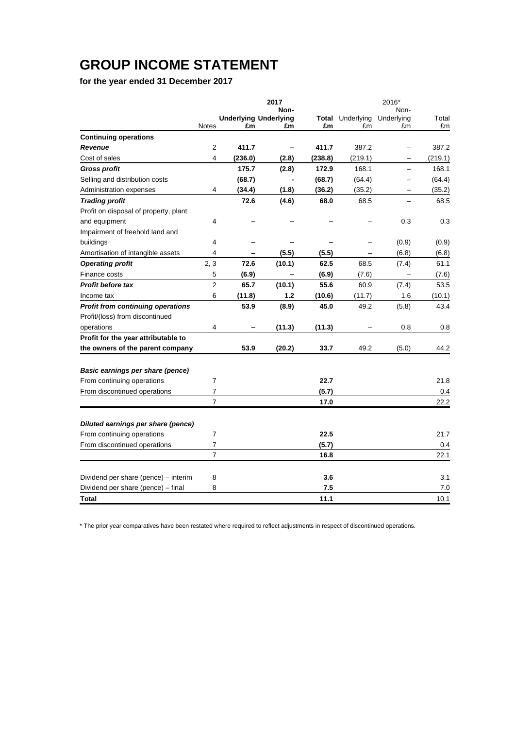# GROUP INCOME STATEMENT

**for the year ended 31 December 2017**

| | Notes | 2017 Underlying £m | 2017 Non-Underlying £m | 2017 Total £m | 2016* Underlying £m | 2016* Non-Underlying £m | 2016* Total £m |
|---|---|---|---|---|---|---|---|
| **Continuing operations** | | | | | | | |
| ***Revenue*** | 2 | **411.7** | **–** | **411.7** | 387.2 | – | 387.2 |
| Cost of sales | 4 | **(236.0)** | **(2.8)** | **(238.8)** | (219.1) | – | (219.1) |
| ***Gross profit*** | | **175.7** | **(2.8)** | **172.9** | 168.1 | – | 168.1 |
| Selling and distribution costs | | **(68.7)** | **-** | **(68.7)** | (64.4) | – | (64.4) |
| Administration expenses | 4 | **(34.4)** | **(1.8)** | **(36.2)** | (35.2) | – | (35.2) |
| ***Trading profit*** | | **72.6** | **(4.6)** | **68.0** | 68.5 | – | 68.5 |
| Profit on disposal of property, plant and equipment | 4 | **–** | **–** | **–** | – | 0.3 | 0.3 |
| Impairment of freehold land and buildings | 4 | **–** | **–** | **–** | – | (0.9) | (0.9) |
| Amortisation of intangible assets | 4 | **–** | **(5.5)** | **(5.5)** | – | (6.8) | (6.8) |
| ***Operating profit*** | 2, 3 | **72.6** | **(10.1)** | **62.5** | 68.5 | (7.4) | 61.1 |
| Finance costs | 5 | **(6.9)** | **–** | **(6.9)** | (7.6) | – | (7.6) |
| ***Profit before tax*** | 2 | **65.7** | **(10.1)** | **55.6** | 60.9 | (7.4) | 53.5 |
| Income tax | 6 | **(11.8)** | **1.2** | **(10.6)** | (11.7) | 1.6 | (10.1) |
| ***Profit from continuing operations*** | | **53.9** | **(8.9)** | **45.0** | 49.2 | (5.8) | 43.4 |
| Profit/(loss) from discontinued operations | 4 | **–** | **(11.3)** | **(11.3)** | – | 0.8 | 0.8 |
| **Profit for the year attributable to the owners of the parent company** | | **53.9** | **(20.2)** | **33.7** | 49.2 | (5.0) | 44.2 |
| | | | | | | | |
| ***Basic earnings per share (pence)*** | | | | | | | |
| From continuing operations | 7 | | | **22.7** | | | 21.8 |
| From discontinued operations | 7 | | | **(5.7)** | | | 0.4 |
| | 7 | | | **17.0** | | | 22.2 |
| | | | | | | | |
| ***Diluted earnings per share (pence)*** | | | | | | | |
| From continuing operations | 7 | | | **22.5** | | | 21.7 |
| From discontinued operations | 7 | | | **(5.7)** | | | 0.4 |
| | 7 | | | **16.8** | | | 22.1 |
| | | | | | | | |
| Dividend per share (pence) – interim | 8 | | | **3.6** | | | 3.1 |
| Dividend per share (pence) – final | 8 | | | **7.5** | | | 7.0 |
| **Total** | | | | **11.1** | | | 10.1 |

* The prior year comparatives have been restated where required to reflect adjustments in respect of discontinued operations.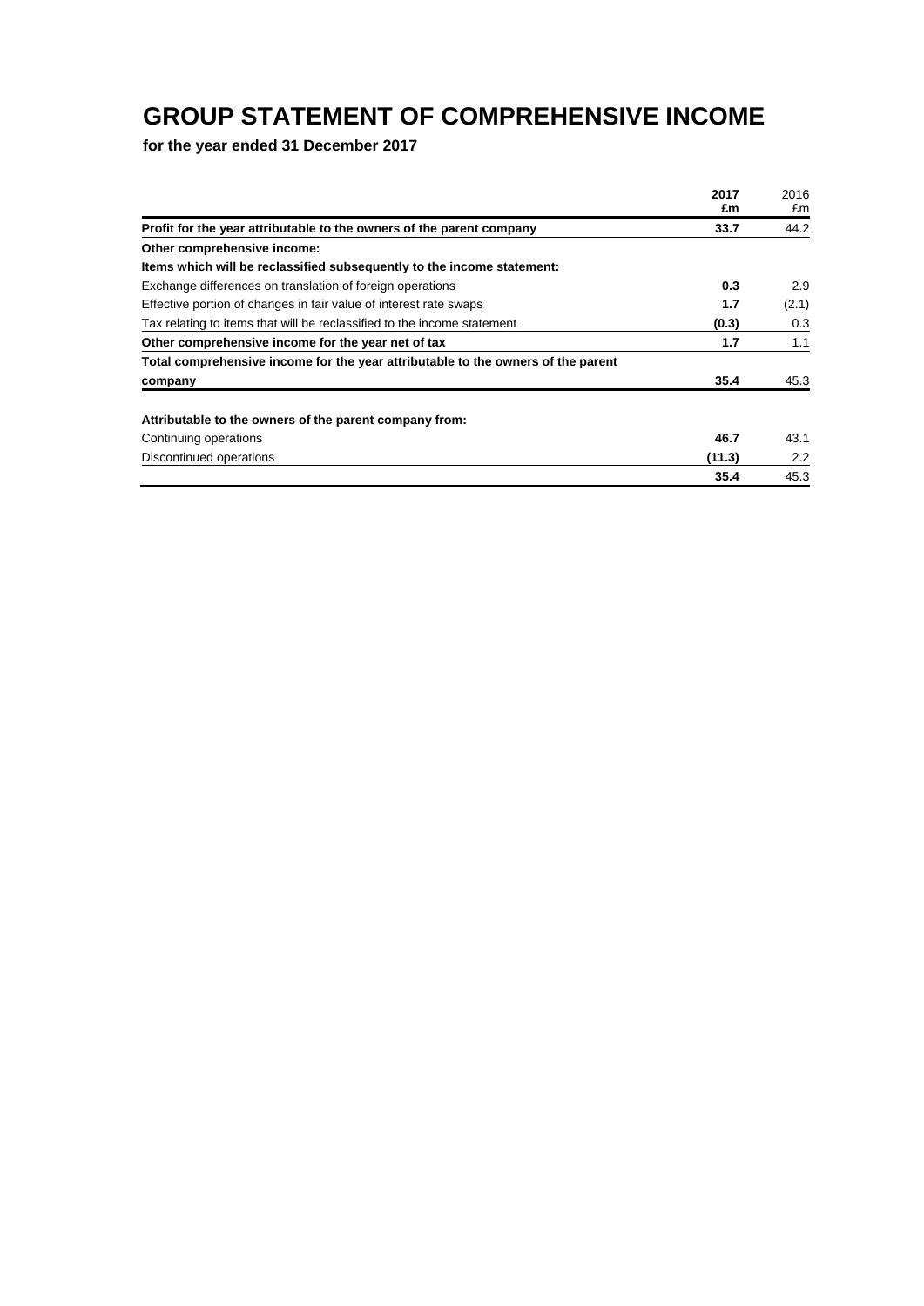# GROUP STATEMENT OF COMPREHENSIVE INCOME

**for the year ended 31 December 2017**

| | **2017** **£m** | 2016 £m |
|---|---|---|
| **Profit for the year attributable to the owners of the parent company** | **33.7** | 44.2 |
| **Other comprehensive income:** | | |
| **Items which will be reclassified subsequently to the income statement:** | | |
| Exchange differences on translation of foreign operations | **0.3** | 2.9 |
| Effective portion of changes in fair value of interest rate swaps | **1.7** | (2.1) |
| Tax relating to items that will be reclassified to the income statement | **(0.3)** | 0.3 |
| **Other comprehensive income for the year net of tax** | **1.7** | 1.1 |
| **Total comprehensive income for the year attributable to the owners of the parent company** | **35.4** | 45.3 |
| | | |
| **Attributable to the owners of the parent company from:** | | |
| Continuing operations | **46.7** | 43.1 |
| Discontinued operations | **(11.3)** | 2.2 |
| | **35.4** | 45.3 |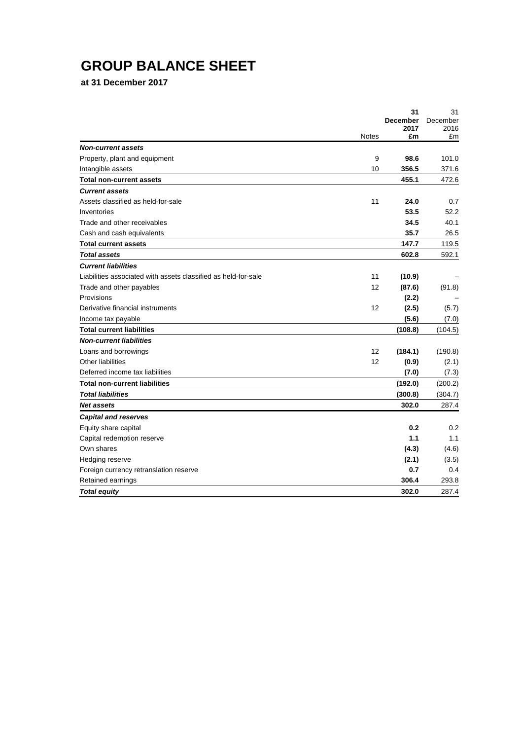# GROUP BALANCE SHEET

**at 31 December 2017**

| | Notes | **31 December 2017 £m** | 31 December 2016 £m |
|---|---|---|---|
| ***Non-current assets*** | | | |
| Property, plant and equipment | 9 | **98.6** | 101.0 |
| Intangible assets | 10 | **356.5** | 371.6 |
| **Total non-current assets** | | **455.1** | 472.6 |
| ***Current assets*** | | | |
| Assets classified as held-for-sale | 11 | **24.0** | 0.7 |
| Inventories | | **53.5** | 52.2 |
| Trade and other receivables | | **34.5** | 40.1 |
| Cash and cash equivalents | | **35.7** | 26.5 |
| **Total current assets** | | **147.7** | 119.5 |
| ***Total assets*** | | **602.8** | 592.1 |
| ***Current liabilities*** | | | |
| Liabilities associated with assets classified as held-for-sale | 11 | **(10.9)** | – |
| Trade and other payables | 12 | **(87.6)** | (91.8) |
| Provisions | | **(2.2)** | – |
| Derivative financial instruments | 12 | **(2.5)** | (5.7) |
| Income tax payable | | **(5.6)** | (7.0) |
| **Total current liabilities** | | **(108.8)** | (104.5) |
| ***Non-current liabilities*** | | | |
| Loans and borrowings | 12 | **(184.1)** | (190.8) |
| Other liabilities | 12 | **(0.9)** | (2.1) |
| Deferred income tax liabilities | | **(7.0)** | (7.3) |
| **Total non-current liabilities** | | **(192.0)** | (200.2) |
| ***Total liabilities*** | | **(300.8)** | (304.7) |
| ***Net assets*** | | **302.0** | 287.4 |
| ***Capital and reserves*** | | | |
| Equity share capital | | **0.2** | 0.2 |
| Capital redemption reserve | | **1.1** | 1.1 |
| Own shares | | **(4.3)** | (4.6) |
| Hedging reserve | | **(2.1)** | (3.5) |
| Foreign currency retranslation reserve | | **0.7** | 0.4 |
| Retained earnings | | **306.4** | 293.8 |
| ***Total equity*** | | **302.0** | 287.4 |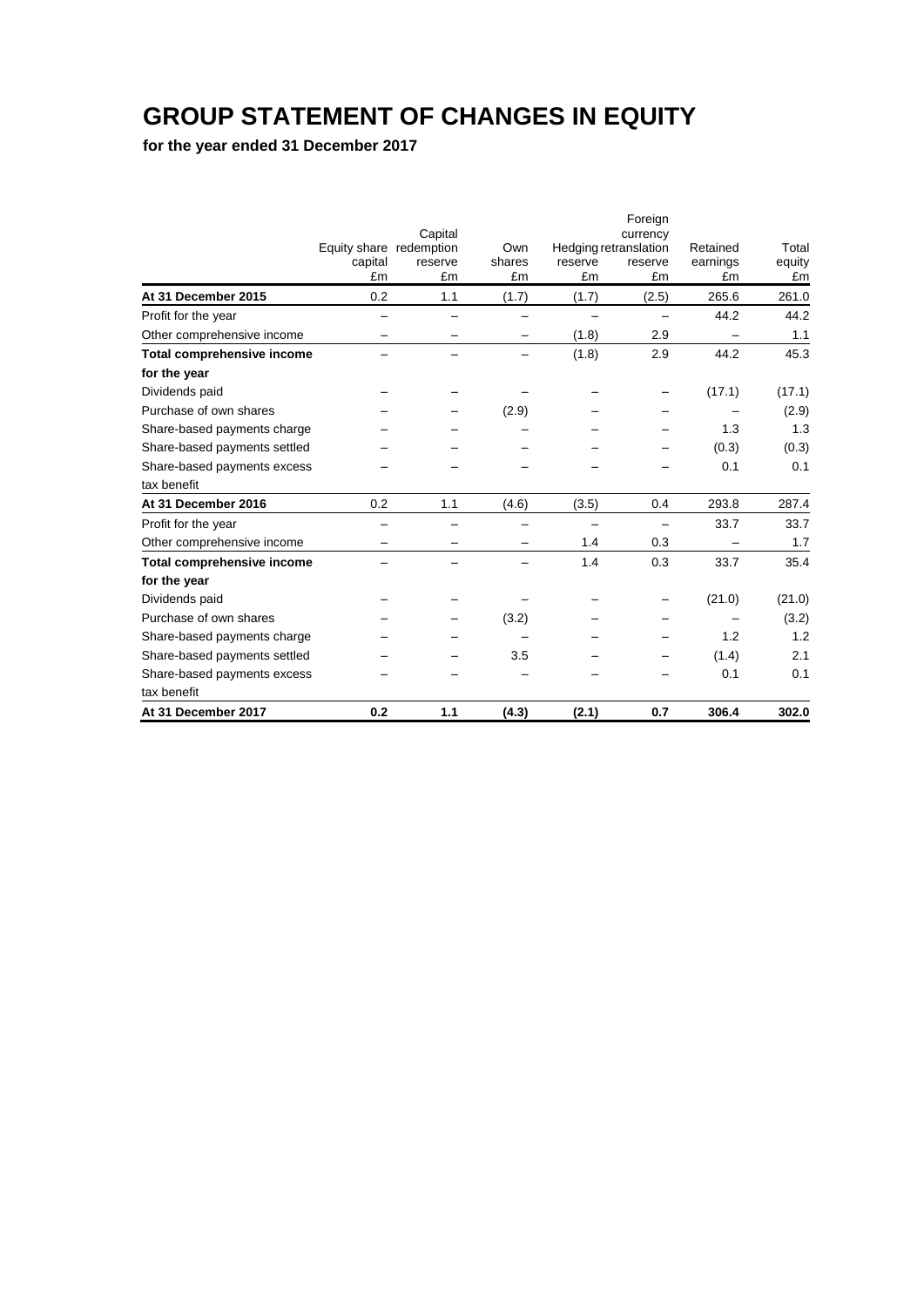# GROUP STATEMENT OF CHANGES IN EQUITY

**for the year ended 31 December 2017**

| | Equity share capital £m | Capital redemption reserve £m | Own shares £m | Hedging reserve £m | Foreign currency retranslation reserve £m | Retained earnings £m | Total equity £m |
|---|---|---|---|---|---|---|---|
| **At 31 December 2015** | 0.2 | 1.1 | (1.7) | (1.7) | (2.5) | 265.6 | 261.0 |
| Profit for the year | – | – | – | – | – | 44.2 | 44.2 |
| Other comprehensive income | – | – | – | (1.8) | 2.9 | – | 1.1 |
| **Total comprehensive income for the year** | – | – | – | (1.8) | 2.9 | 44.2 | 45.3 |
| Dividends paid | – | – | – | – | – | (17.1) | (17.1) |
| Purchase of own shares | – | – | (2.9) | – | – | – | (2.9) |
| Share-based payments charge | – | – | – | – | – | 1.3 | 1.3 |
| Share-based payments settled | – | – | – | – | – | (0.3) | (0.3) |
| Share-based payments excess tax benefit | – | – | – | – | – | 0.1 | 0.1 |
| **At 31 December 2016** | 0.2 | 1.1 | (4.6) | (3.5) | 0.4 | 293.8 | 287.4 |
| Profit for the year | – | – | – | – | – | 33.7 | 33.7 |
| Other comprehensive income | – | – | – | 1.4 | 0.3 | – | 1.7 |
| **Total comprehensive income for the year** | – | – | – | 1.4 | 0.3 | 33.7 | 35.4 |
| Dividends paid | – | – | – | – | – | (21.0) | (21.0) |
| Purchase of own shares | – | – | (3.2) | – | – | – | (3.2) |
| Share-based payments charge | – | – | – | – | – | 1.2 | 1.2 |
| Share-based payments settled | – | – | 3.5 | – | – | (1.4) | 2.1 |
| Share-based payments excess tax benefit | – | – | – | – | – | 0.1 | 0.1 |
| **At 31 December 2017** | **0.2** | **1.1** | **(4.3)** | **(2.1)** | **0.7** | **306.4** | **302.0** |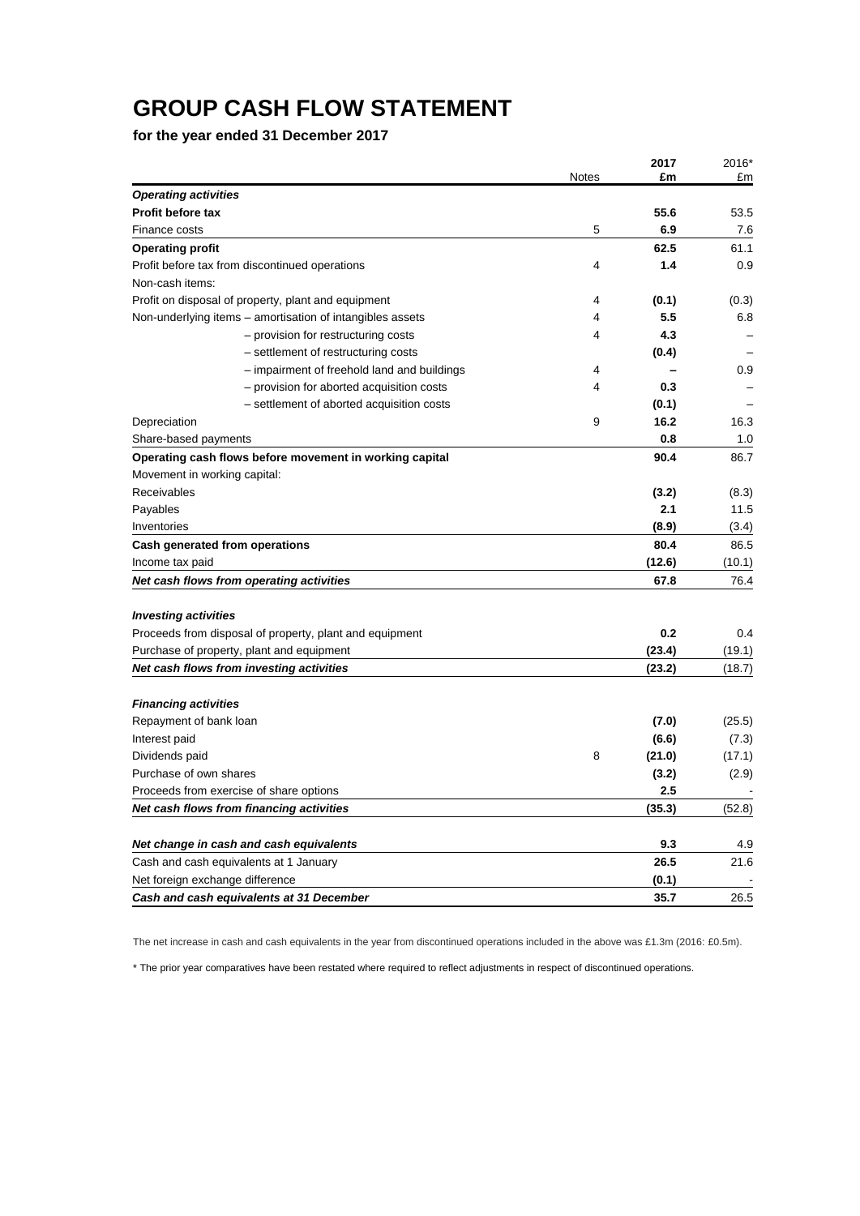# GROUP CASH FLOW STATEMENT

**for the year ended 31 December 2017**

| | Notes | 2017 £m | 2016* £m |
|---|---|---|---|
| ***Operating activities*** | | | |
| **Profit before tax** | | **55.6** | 53.5 |
| Finance costs | 5 | **6.9** | 7.6 |
| **Operating profit** | | **62.5** | 61.1 |
| Profit before tax from discontinued operations | 4 | **1.4** | 0.9 |
| Non-cash items: | | | |
| Profit on disposal of property, plant and equipment | 4 | **(0.1)** | (0.3) |
| Non-underlying items – amortisation of intangibles assets | 4 | **5.5** | 6.8 |
| – provision for restructuring costs | 4 | **4.3** | – |
| – settlement of restructuring costs | | **(0.4)** | – |
| – impairment of freehold land and buildings | 4 | **–** | 0.9 |
| – provision for aborted acquisition costs | 4 | **0.3** | – |
| – settlement of aborted acquisition costs | | **(0.1)** | – |
| Depreciation | 9 | **16.2** | 16.3 |
| Share-based payments | | **0.8** | 1.0 |
| **Operating cash flows before movement in working capital** | | **90.4** | 86.7 |
| Movement in working capital: | | | |
| Receivables | | **(3.2)** | (8.3) |
| Payables | | **2.1** | 11.5 |
| Inventories | | **(8.9)** | (3.4) |
| **Cash generated from operations** | | **80.4** | 86.5 |
| Income tax paid | | **(12.6)** | (10.1) |
| ***Net cash flows from operating activities*** | | **67.8** | 76.4 |
| | | | |
| ***Investing activities*** | | | |
| Proceeds from disposal of property, plant and equipment | | **0.2** | 0.4 |
| Purchase of property, plant and equipment | | **(23.4)** | (19.1) |
| ***Net cash flows from investing activities*** | | **(23.2)** | (18.7) |
| | | | |
| ***Financing activities*** | | | |
| Repayment of bank loan | | **(7.0)** | (25.5) |
| Interest paid | | **(6.6)** | (7.3) |
| Dividends paid | 8 | **(21.0)** | (17.1) |
| Purchase of own shares | | **(3.2)** | (2.9) |
| Proceeds from exercise of share options | | **2.5** | - |
| ***Net cash flows from financing activities*** | | **(35.3)** | (52.8) |
| | | | |
| ***Net change in cash and cash equivalents*** | | **9.3** | 4.9 |
| Cash and cash equivalents at 1 January | | **26.5** | 21.6 |
| Net foreign exchange difference | | **(0.1)** | - |
| ***Cash and cash equivalents at 31 December*** | | **35.7** | 26.5 |

The net increase in cash and cash equivalents in the year from discontinued operations included in the above was £1.3m (2016: £0.5m).

* The prior year comparatives have been restated where required to reflect adjustments in respect of discontinued operations.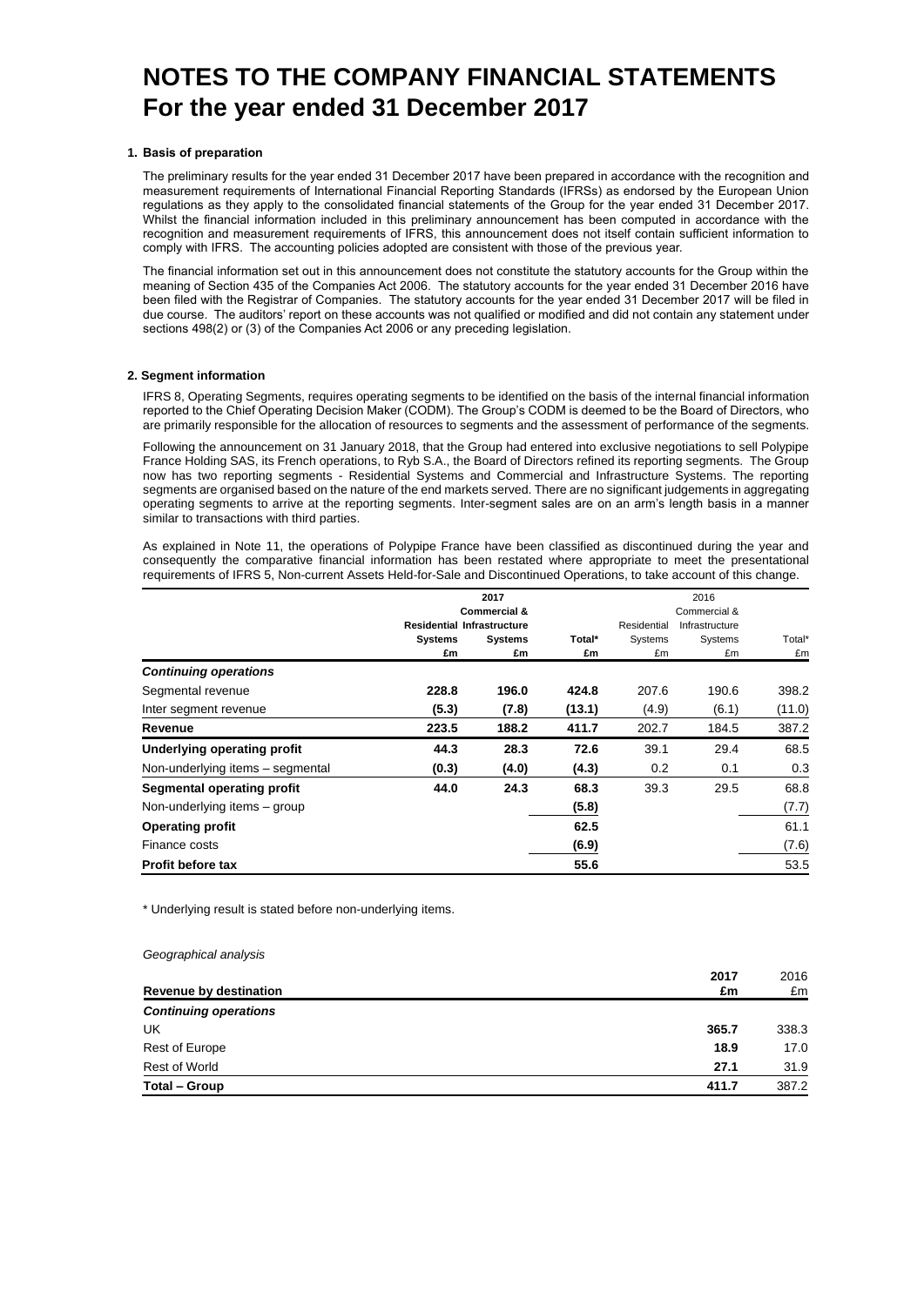# NOTES TO THE COMPANY FINANCIAL STATEMENTS
# For the year ended 31 December 2017

### 1. Basis of preparation

The preliminary results for the year ended 31 December 2017 have been prepared in accordance with the recognition and measurement requirements of International Financial Reporting Standards (IFRSs) as endorsed by the European Union regulations as they apply to the consolidated financial statements of the Group for the year ended 31 December 2017. Whilst the financial information included in this preliminary announcement has been computed in accordance with the recognition and measurement requirements of IFRS, this announcement does not itself contain sufficient information to comply with IFRS. The accounting policies adopted are consistent with those of the previous year.

The financial information set out in this announcement does not constitute the statutory accounts for the Group within the meaning of Section 435 of the Companies Act 2006. The statutory accounts for the year ended 31 December 2016 have been filed with the Registrar of Companies. The statutory accounts for the year ended 31 December 2017 will be filed in due course. The auditors' report on these accounts was not qualified or modified and did not contain any statement under sections 498(2) or (3) of the Companies Act 2006 or any preceding legislation.

### 2. Segment information

IFRS 8, Operating Segments, requires operating segments to be identified on the basis of the internal financial information reported to the Chief Operating Decision Maker (CODM). The Group's CODM is deemed to be the Board of Directors, who are primarily responsible for the allocation of resources to segments and the assessment of performance of the segments.

Following the announcement on 31 January 2018, that the Group had entered into exclusive negotiations to sell Polypipe France Holding SAS, its French operations, to Ryb S.A., the Board of Directors refined its reporting segments. The Group now has two reporting segments - Residential Systems and Commercial and Infrastructure Systems. The reporting segments are organised based on the nature of the end markets served. There are no significant judgements in aggregating operating segments to arrive at the reporting segments. Inter-segment sales are on an arm's length basis in a manner similar to transactions with third parties.

As explained in Note 11, the operations of Polypipe France have been classified as discontinued during the year and consequently the comparative financial information has been restated where appropriate to meet the presentational requirements of IFRS 5, Non-current Assets Held-for-Sale and Discontinued Operations, to take account of this change.

| | 2017 | | | 2016 | | |
|---|---|---|---|---|---|---|
| | **Residential Systems** | **Commercial & Infrastructure Systems** | **Total*** | Residential Systems | Commercial & Infrastructure Systems | Total* |
| | **£m** | **£m** | **£m** | £m | £m | £m |
| ***Continuing operations*** | | | | | | |
| Segmental revenue | **228.8** | **196.0** | **424.8** | 207.6 | 190.6 | 398.2 |
| Inter segment revenue | **(5.3)** | **(7.8)** | **(13.1)** | (4.9) | (6.1) | (11.0) |
| **Revenue** | **223.5** | **188.2** | **411.7** | 202.7 | 184.5 | 387.2 |
| **Underlying operating profit** | **44.3** | **28.3** | **72.6** | 39.1 | 29.4 | 68.5 |
| Non-underlying items – segmental | **(0.3)** | **(4.0)** | **(4.3)** | 0.2 | 0.1 | 0.3 |
| **Segmental operating profit** | **44.0** | **24.3** | **68.3** | 39.3 | 29.5 | 68.8 |
| Non-underlying items – group | | | **(5.8)** | | | (7.7) |
| **Operating profit** | | | **62.5** | | | 61.1 |
| Finance costs | | | **(6.9)** | | | (7.6) |
| **Profit before tax** | | | **55.6** | | | 53.5 |

\* Underlying result is stated before non-underlying items.

*Geographical analysis*

| **Revenue by destination** | **2017 £m** | 2016 £m |
|---|---|---|
| ***Continuing operations*** | | |
| UK | **365.7** | 338.3 |
| Rest of Europe | **18.9** | 17.0 |
| Rest of World | **27.1** | 31.9 |
| **Total – Group** | **411.7** | 387.2 |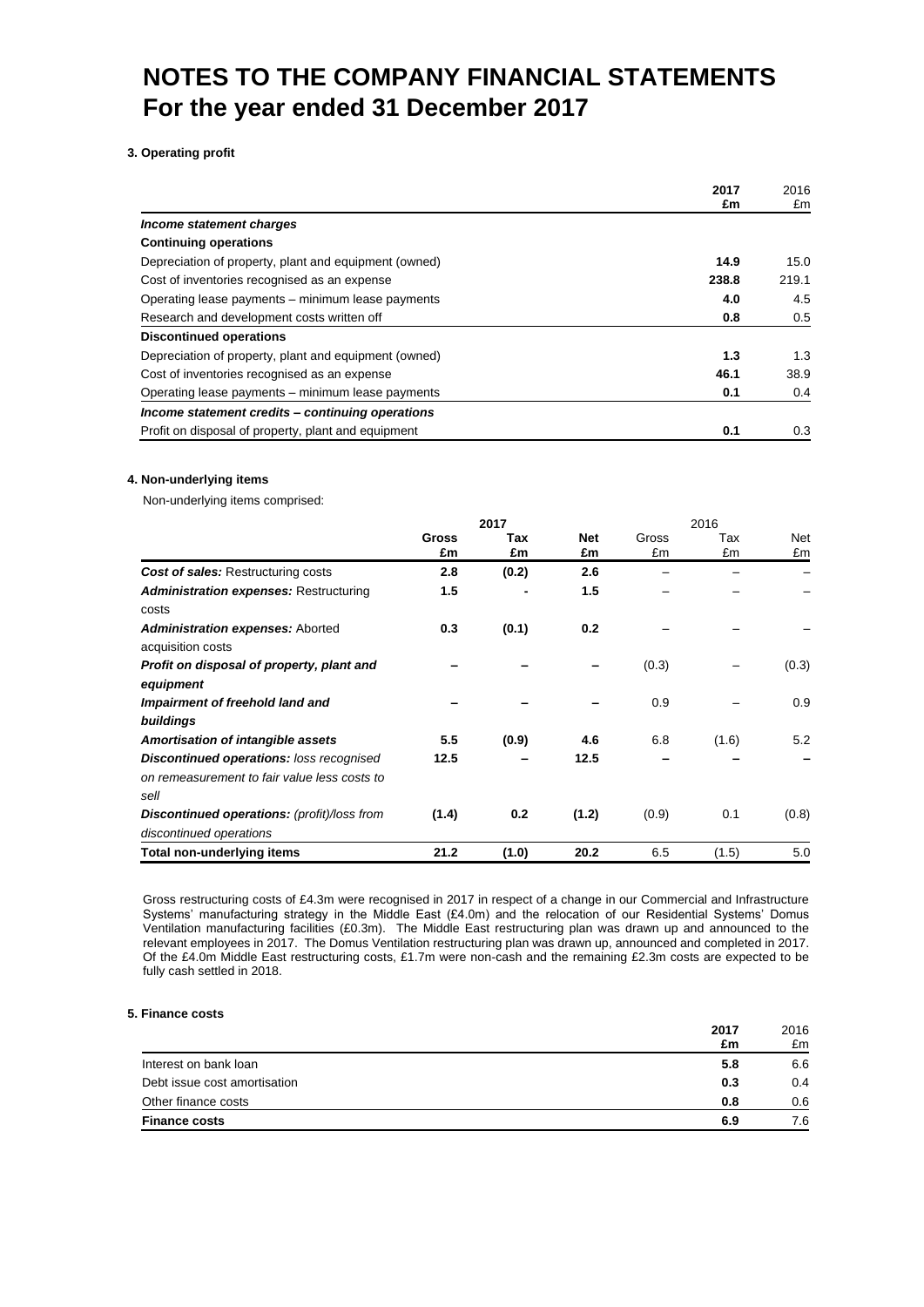# NOTES TO THE COMPANY FINANCIAL STATEMENTS
# For the year ended 31 December 2017

### 3. Operating profit

| | **2017** **£m** | 2016 £m |
|---|---|---|
| ***Income statement charges*** | | |
| **Continuing operations** | | |
| Depreciation of property, plant and equipment (owned) | **14.9** | 15.0 |
| Cost of inventories recognised as an expense | **238.8** | 219.1 |
| Operating lease payments – minimum lease payments | **4.0** | 4.5 |
| Research and development costs written off | **0.8** | 0.5 |
| **Discontinued operations** | | |
| Depreciation of property, plant and equipment (owned) | **1.3** | 1.3 |
| Cost of inventories recognised as an expense | **46.1** | 38.9 |
| Operating lease payments – minimum lease payments | **0.1** | 0.4 |
| ***Income statement credits – continuing operations*** | | |
| Profit on disposal of property, plant and equipment | **0.1** | 0.3 |

### 4. Non-underlying items

Non-underlying items comprised:

| | **2017** | | | 2016 | | |
|---|---|---|---|---|---|---|
| | **Gross £m** | **Tax £m** | **Net £m** | Gross £m | Tax £m | Net £m |
| ***Cost of sales:*** Restructuring costs | **2.8** | **(0.2)** | **2.6** | – | – | – |
| ***Administration expenses:*** Restructuring costs | **1.5** | **-** | **1.5** | – | – | – |
| ***Administration expenses:*** Aborted acquisition costs | **0.3** | **(0.1)** | **0.2** | – | – | – |
| ***Profit on disposal of property, plant and equipment*** | **–** | **–** | **–** | (0.3) | – | (0.3) |
| ***Impairment of freehold land and buildings*** | **–** | **–** | **–** | 0.9 | – | 0.9 |
| ***Amortisation of intangible assets*** | **5.5** | **(0.9)** | **4.6** | 6.8 | (1.6) | 5.2 |
| ***Discontinued operations:*** *loss recognised on remeasurement to fair value less costs to sell* | **12.5** | **–** | **12.5** | **–** | **–** | **–** |
| ***Discontinued operations:*** *(profit)/loss from discontinued operations* | **(1.4)** | **0.2** | **(1.2)** | (0.9) | 0.1 | (0.8) |
| **Total non-underlying items** | **21.2** | **(1.0)** | **20.2** | 6.5 | (1.5) | 5.0 |

Gross restructuring costs of £4.3m were recognised in 2017 in respect of a change in our Commercial and Infrastructure Systems' manufacturing strategy in the Middle East (£4.0m) and the relocation of our Residential Systems' Domus Ventilation manufacturing facilities (£0.3m). The Middle East restructuring plan was drawn up and announced to the relevant employees in 2017. The Domus Ventilation restructuring plan was drawn up, announced and completed in 2017. Of the £4.0m Middle East restructuring costs, £1.7m were non-cash and the remaining £2.3m costs are expected to be fully cash settled in 2018.

### 5. Finance costs

| | **2017** **£m** | 2016 £m |
|---|---|---|
| Interest on bank loan | **5.8** | 6.6 |
| Debt issue cost amortisation | **0.3** | 0.4 |
| Other finance costs | **0.8** | 0.6 |
| **Finance costs** | **6.9** | 7.6 |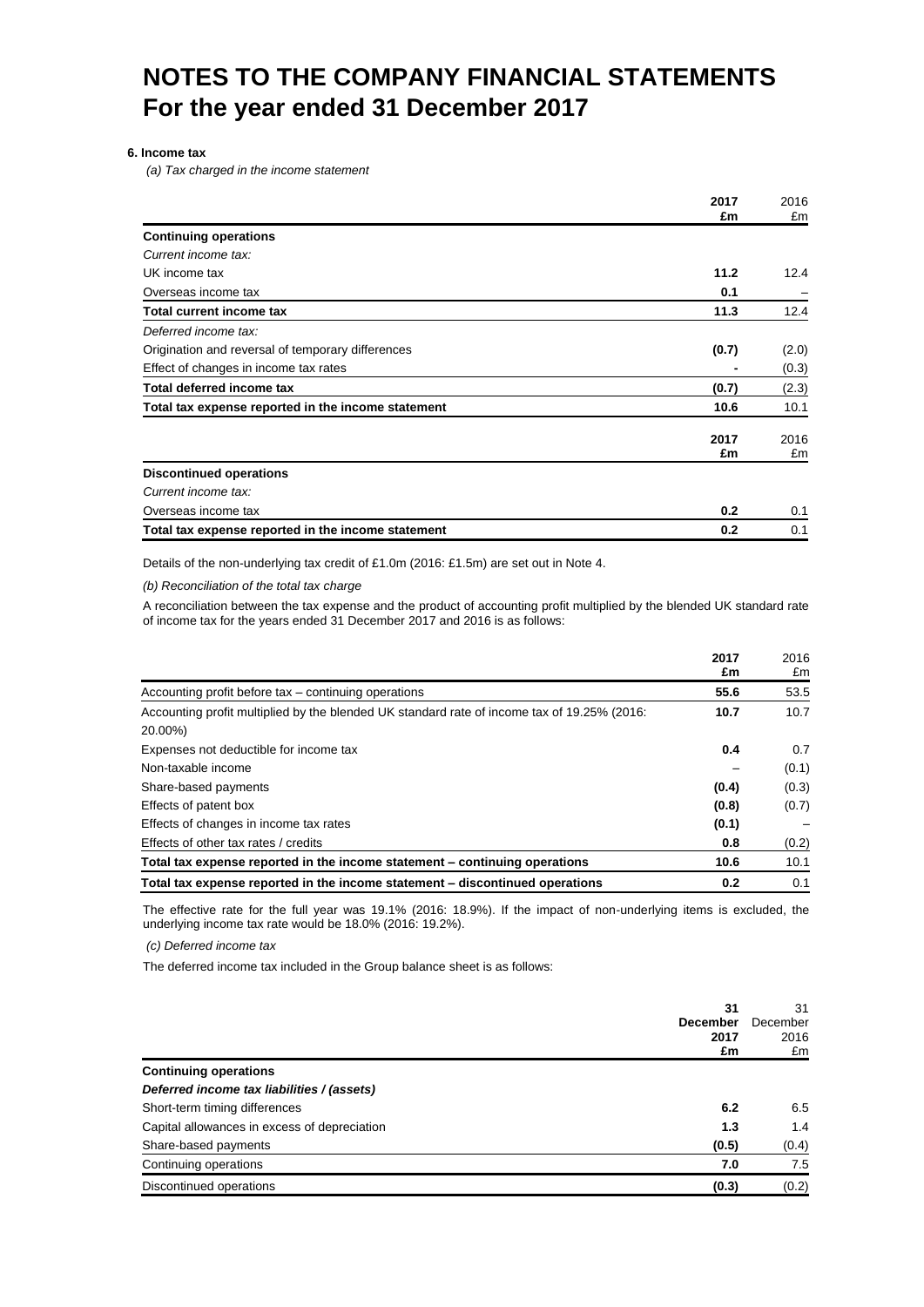# NOTES TO THE COMPANY FINANCIAL STATEMENTS
# For the year ended 31 December 2017

**6. Income tax**

*(a) Tax charged in the income statement*

| | **2017** **£m** | 2016 £m |
|---|---|---|
| **Continuing operations** | | |
| *Current income tax:* | | |
| UK income tax | **11.2** | 12.4 |
| Overseas income tax | **0.1** | – |
| **Total current income tax** | **11.3** | 12.4 |
| *Deferred income tax:* | | |
| Origination and reversal of temporary differences | **(0.7)** | (2.0) |
| Effect of changes in income tax rates | **-** | (0.3) |
| **Total deferred income tax** | **(0.7)** | (2.3) |
| **Total tax expense reported in the income statement** | **10.6** | 10.1 |

| | **2017** **£m** | 2016 £m |
|---|---|---|
| **Discontinued operations** | | |
| *Current income tax:* | | |
| Overseas income tax | **0.2** | 0.1 |
| **Total tax expense reported in the income statement** | **0.2** | 0.1 |

Details of the non-underlying tax credit of £1.0m (2016: £1.5m) are set out in Note 4.

*(b) Reconciliation of the total tax charge*

A reconciliation between the tax expense and the product of accounting profit multiplied by the blended UK standard rate of income tax for the years ended 31 December 2017 and 2016 is as follows:

| | **2017** **£m** | 2016 £m |
|---|---|---|
| Accounting profit before tax – continuing operations | **55.6** | 53.5 |
| Accounting profit multiplied by the blended UK standard rate of income tax of 19.25% (2016: 20.00%) | **10.7** | 10.7 |
| Expenses not deductible for income tax | **0.4** | 0.7 |
| Non-taxable income | – | (0.1) |
| Share-based payments | **(0.4)** | (0.3) |
| Effects of patent box | **(0.8)** | (0.7) |
| Effects of changes in income tax rates | **(0.1)** | – |
| Effects of other tax rates / credits | **0.8** | (0.2) |
| **Total tax expense reported in the income statement – continuing operations** | **10.6** | 10.1 |
| **Total tax expense reported in the income statement – discontinued operations** | **0.2** | 0.1 |

The effective rate for the full year was 19.1% (2016: 18.9%). If the impact of non-underlying items is excluded, the underlying income tax rate would be 18.0% (2016: 19.2%).

*(c) Deferred income tax*

The deferred income tax included in the Group balance sheet is as follows:

| | **31 December 2017** **£m** | 31 December 2016 £m |
|---|---|---|
| **Continuing operations** | | |
| ***Deferred income tax liabilities / (assets)*** | | |
| Short-term timing differences | **6.2** | 6.5 |
| Capital allowances in excess of depreciation | **1.3** | 1.4 |
| Share-based payments | **(0.5)** | (0.4) |
| Continuing operations | **7.0** | 7.5 |
| Discontinued operations | **(0.3)** | (0.2) |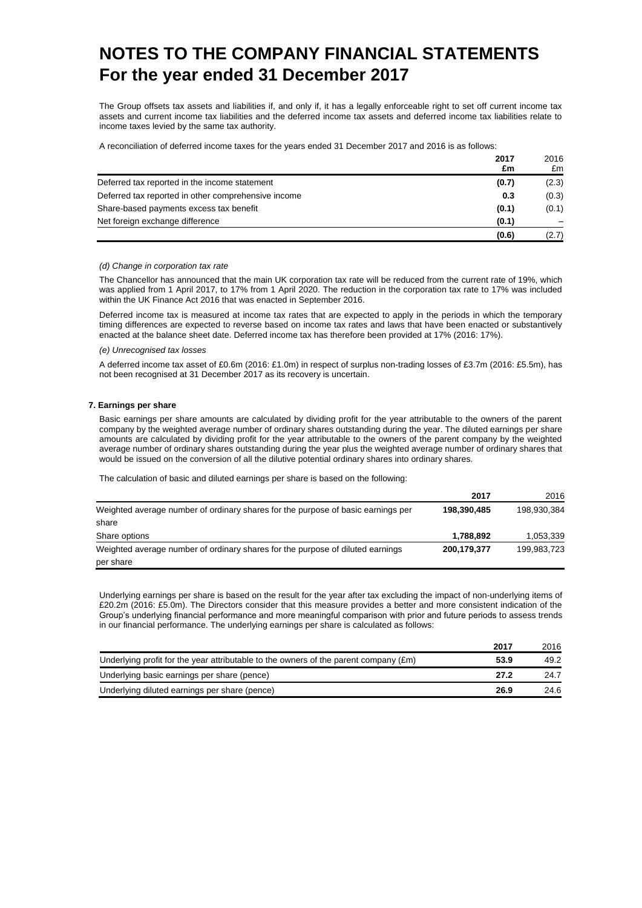# NOTES TO THE COMPANY FINANCIAL STATEMENTS
# For the year ended 31 December 2017

The Group offsets tax assets and liabilities if, and only if, it has a legally enforceable right to set off current income tax assets and current income tax liabilities and the deferred income tax assets and deferred income tax liabilities relate to income taxes levied by the same tax authority.

A reconciliation of deferred income taxes for the years ended 31 December 2017 and 2016 is as follows:

| | **2017 £m** | 2016 £m |
|---|---|---|
| Deferred tax reported in the income statement | **(0.7)** | (2.3) |
| Deferred tax reported in other comprehensive income | **0.3** | (0.3) |
| Share-based payments excess tax benefit | **(0.1)** | (0.1) |
| Net foreign exchange difference | **(0.1)** | – |
| | **(0.6)** | (2.7) |

*(d) Change in corporation tax rate*

The Chancellor has announced that the main UK corporation tax rate will be reduced from the current rate of 19%, which was applied from 1 April 2017, to 17% from 1 April 2020. The reduction in the corporation tax rate to 17% was included within the UK Finance Act 2016 that was enacted in September 2016.

Deferred income tax is measured at income tax rates that are expected to apply in the periods in which the temporary timing differences are expected to reverse based on income tax rates and laws that have been enacted or substantively enacted at the balance sheet date. Deferred income tax has therefore been provided at 17% (2016: 17%).

*(e) Unrecognised tax losses*

A deferred income tax asset of £0.6m (2016: £1.0m) in respect of surplus non-trading losses of £3.7m (2016: £5.5m), has not been recognised at 31 December 2017 as its recovery is uncertain.

### 7. Earnings per share

Basic earnings per share amounts are calculated by dividing profit for the year attributable to the owners of the parent company by the weighted average number of ordinary shares outstanding during the year. The diluted earnings per share amounts are calculated by dividing profit for the year attributable to the owners of the parent company by the weighted average number of ordinary shares outstanding during the year plus the weighted average number of ordinary shares that would be issued on the conversion of all the dilutive potential ordinary shares into ordinary shares.

The calculation of basic and diluted earnings per share is based on the following:

| | **2017** | 2016 |
|---|---|---|
| Weighted average number of ordinary shares for the purpose of basic earnings per share | **198,390,485** | 198,930,384 |
| Share options | **1,788,892** | 1,053,339 |
| Weighted average number of ordinary shares for the purpose of diluted earnings per share | **200,179,377** | 199,983,723 |

Underlying earnings per share is based on the result for the year after tax excluding the impact of non-underlying items of £20.2m (2016: £5.0m). The Directors consider that this measure provides a better and more consistent indication of the Group's underlying financial performance and more meaningful comparison with prior and future periods to assess trends in our financial performance. The underlying earnings per share is calculated as follows:

| | **2017** | 2016 |
|---|---|---|
| Underlying profit for the year attributable to the owners of the parent company (£m) | **53.9** | 49.2 |
| Underlying basic earnings per share (pence) | **27.2** | 24.7 |
| Underlying diluted earnings per share (pence) | **26.9** | 24.6 |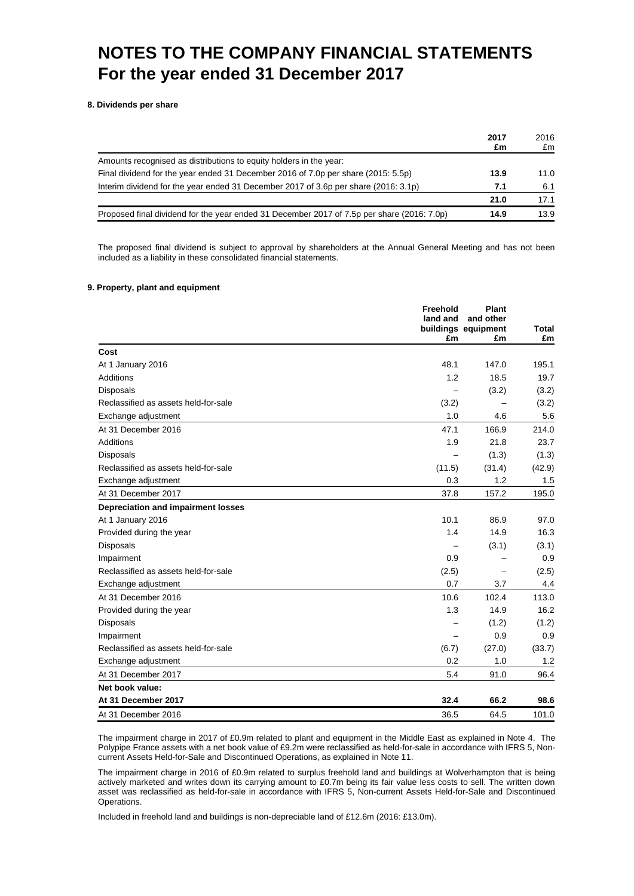# NOTES TO THE COMPANY FINANCIAL STATEMENTS
# For the year ended 31 December 2017

#### 8. Dividends per share

| | **2017 £m** | 2016 £m |
|---|---|---|
| Amounts recognised as distributions to equity holders in the year: | | |
| Final dividend for the year ended 31 December 2016 of 7.0p per share (2015: 5.5p) | **13.9** | 11.0 |
| Interim dividend for the year ended 31 December 2017 of 3.6p per share (2016: 3.1p) | **7.1** | 6.1 |
| | **21.0** | 17.1 |
| Proposed final dividend for the year ended 31 December 2017 of 7.5p per share (2016: 7.0p) | **14.9** | 13.9 |

The proposed final dividend is subject to approval by shareholders at the Annual General Meeting and has not been included as a liability in these consolidated financial statements.

#### 9. Property, plant and equipment

| | **Freehold land and buildings £m** | **Plant and other equipment £m** | **Total £m** |
|---|---|---|---|
| **Cost** | | | |
| At 1 January 2016 | 48.1 | 147.0 | 195.1 |
| Additions | 1.2 | 18.5 | 19.7 |
| Disposals | – | (3.2) | (3.2) |
| Reclassified as assets held-for-sale | (3.2) | – | (3.2) |
| Exchange adjustment | 1.0 | 4.6 | 5.6 |
| At 31 December 2016 | 47.1 | 166.9 | 214.0 |
| Additions | 1.9 | 21.8 | 23.7 |
| Disposals | – | (1.3) | (1.3) |
| Reclassified as assets held-for-sale | (11.5) | (31.4) | (42.9) |
| Exchange adjustment | 0.3 | 1.2 | 1.5 |
| At 31 December 2017 | 37.8 | 157.2 | 195.0 |
| **Depreciation and impairment losses** | | | |
| At 1 January 2016 | 10.1 | 86.9 | 97.0 |
| Provided during the year | 1.4 | 14.9 | 16.3 |
| Disposals | – | (3.1) | (3.1) |
| Impairment | 0.9 | – | 0.9 |
| Reclassified as assets held-for-sale | (2.5) | – | (2.5) |
| Exchange adjustment | 0.7 | 3.7 | 4.4 |
| At 31 December 2016 | 10.6 | 102.4 | 113.0 |
| Provided during the year | 1.3 | 14.9 | 16.2 |
| Disposals | – | (1.2) | (1.2) |
| Impairment | – | 0.9 | 0.9 |
| Reclassified as assets held-for-sale | (6.7) | (27.0) | (33.7) |
| Exchange adjustment | 0.2 | 1.0 | 1.2 |
| At 31 December 2017 | 5.4 | 91.0 | 96.4 |
| **Net book value:** | | | |
| **At 31 December 2017** | **32.4** | **66.2** | **98.6** |
| At 31 December 2016 | 36.5 | 64.5 | 101.0 |

The impairment charge in 2017 of £0.9m related to plant and equipment in the Middle East as explained in Note 4. The Polypipe France assets with a net book value of £9.2m were reclassified as held-for-sale in accordance with IFRS 5, Non-current Assets Held-for-Sale and Discontinued Operations, as explained in Note 11.

The impairment charge in 2016 of £0.9m related to surplus freehold land and buildings at Wolverhampton that is being actively marketed and writes down its carrying amount to £0.7m being its fair value less costs to sell. The written down asset was reclassified as held-for-sale in accordance with IFRS 5, Non-current Assets Held-for-Sale and Discontinued Operations.

Included in freehold land and buildings is non-depreciable land of £12.6m (2016: £13.0m).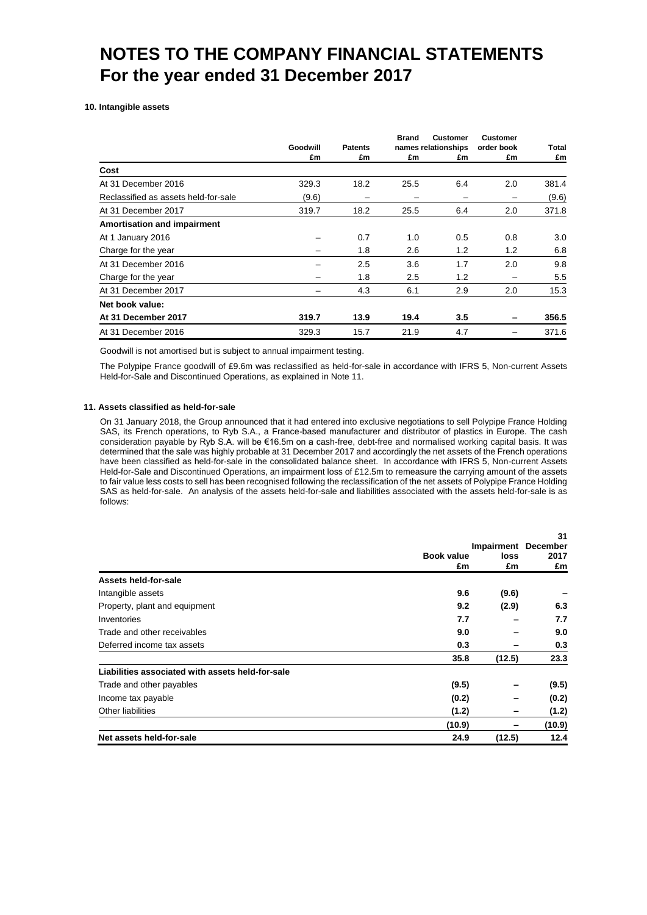# NOTES TO THE COMPANY FINANCIAL STATEMENTS
# For the year ended 31 December 2017

### 10. Intangible assets

| | Goodwill £m | Patents £m | Brand names £m | Customer relationships £m | Customer order book £m | Total £m |
|---|---|---|---|---|---|---|
| **Cost** | | | | | | |
| At 31 December 2016 | 329.3 | 18.2 | 25.5 | 6.4 | 2.0 | 381.4 |
| Reclassified as assets held-for-sale | (9.6) | – | – | – | – | (9.6) |
| At 31 December 2017 | 319.7 | 18.2 | 25.5 | 6.4 | 2.0 | 371.8 |
| **Amortisation and impairment** | | | | | | |
| At 1 January 2016 | – | 0.7 | 1.0 | 0.5 | 0.8 | 3.0 |
| Charge for the year | – | 1.8 | 2.6 | 1.2 | 1.2 | 6.8 |
| At 31 December 2016 | – | 2.5 | 3.6 | 1.7 | 2.0 | 9.8 |
| Charge for the year | – | 1.8 | 2.5 | 1.2 | – | 5.5 |
| At 31 December 2017 | – | 4.3 | 6.1 | 2.9 | 2.0 | 15.3 |
| **Net book value:** | | | | | | |
| **At 31 December 2017** | **319.7** | **13.9** | **19.4** | **3.5** | **–** | **356.5** |
| At 31 December 2016 | 329.3 | 15.7 | 21.9 | 4.7 | – | 371.6 |

Goodwill is not amortised but is subject to annual impairment testing.

The Polypipe France goodwill of £9.6m was reclassified as held-for-sale in accordance with IFRS 5, Non-current Assets Held-for-Sale and Discontinued Operations, as explained in Note 11.

### 11. Assets classified as held-for-sale

On 31 January 2018, the Group announced that it had entered into exclusive negotiations to sell Polypipe France Holding SAS, its French operations, to Ryb S.A., a France-based manufacturer and distributor of plastics in Europe. The cash consideration payable by Ryb S.A. will be €16.5m on a cash-free, debt-free and normalised working capital basis. It was determined that the sale was highly probable at 31 December 2017 and accordingly the net assets of the French operations have been classified as held-for-sale in the consolidated balance sheet. In accordance with IFRS 5, Non-current Assets Held-for-Sale and Discontinued Operations, an impairment loss of £12.5m to remeasure the carrying amount of the assets to fair value less costs to sell has been recognised following the reclassification of the net assets of Polypipe France Holding SAS as held-for-sale. An analysis of the assets held-for-sale and liabilities associated with the assets held-for-sale is as follows:

| | Book value £m | Impairment loss £m | 31 December 2017 £m |
|---|---|---|---|
| **Assets held-for-sale** | | | |
| Intangible assets | **9.6** | **(9.6)** | **–** |
| Property, plant and equipment | **9.2** | **(2.9)** | **6.3** |
| Inventories | **7.7** | **–** | **7.7** |
| Trade and other receivables | **9.0** | **–** | **9.0** |
| Deferred income tax assets | **0.3** | **–** | **0.3** |
| | **35.8** | **(12.5)** | **23.3** |
| **Liabilities associated with assets held-for-sale** | | | |
| Trade and other payables | **(9.5)** | **–** | **(9.5)** |
| Income tax payable | **(0.2)** | **–** | **(0.2)** |
| Other liabilities | **(1.2)** | **–** | **(1.2)** |
| | **(10.9)** | **–** | **(10.9)** |
| **Net assets held-for-sale** | **24.9** | **(12.5)** | **12.4** |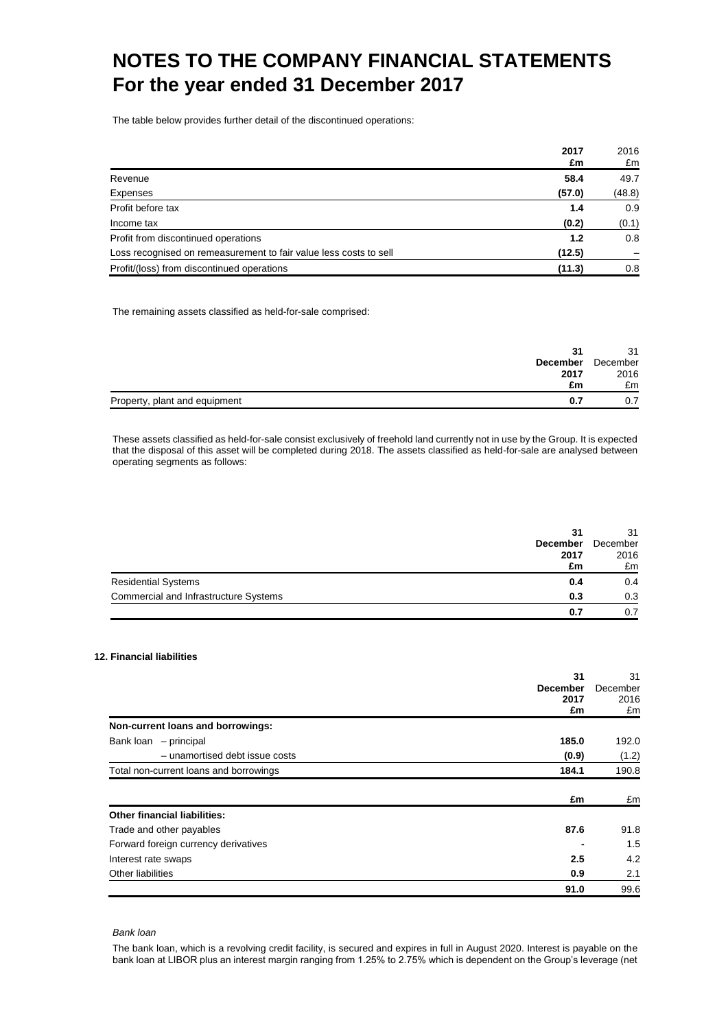# NOTES TO THE COMPANY FINANCIAL STATEMENTS
# For the year ended 31 December 2017

The table below provides further detail of the discontinued operations:

| | **2017** **£m** | 2016 £m |
|---|---|---|
| Revenue | **58.4** | 49.7 |
| Expenses | **(57.0)** | (48.8) |
| Profit before tax | **1.4** | 0.9 |
| Income tax | **(0.2)** | (0.1) |
| Profit from discontinued operations | **1.2** | 0.8 |
| Loss recognised on remeasurement to fair value less costs to sell | **(12.5)** | – |
| Profit/(loss) from discontinued operations | **(11.3)** | 0.8 |

The remaining assets classified as held-for-sale comprised:

| | **31 December 2017** **£m** | 31 December 2016 £m |
|---|---|---|
| Property, plant and equipment | **0.7** | 0.7 |

These assets classified as held-for-sale consist exclusively of freehold land currently not in use by the Group. It is expected that the disposal of this asset will be completed during 2018. The assets classified as held-for-sale are analysed between operating segments as follows:

| | **31 December 2017** **£m** | 31 December 2016 £m |
|---|---|---|
| Residential Systems | **0.4** | 0.4 |
| Commercial and Infrastructure Systems | **0.3** | 0.3 |
| | **0.7** | 0.7 |

### 12. Financial liabilities

| | **31 December 2017** **£m** | 31 December 2016 £m |
|---|---|---|
| **Non-current loans and borrowings:** | | |
| Bank loan – principal | **185.0** | 192.0 |
| – unamortised debt issue costs | **(0.9)** | (1.2) |
| Total non-current loans and borrowings | **184.1** | 190.8 |
| | **£m** | £m |
| **Other financial liabilities:** | | |
| Trade and other payables | **87.6** | 91.8 |
| Forward foreign currency derivatives | **-** | 1.5 |
| Interest rate swaps | **2.5** | 4.2 |
| Other liabilities | **0.9** | 2.1 |
| | **91.0** | 99.6 |

*Bank loan*

The bank loan, which is a revolving credit facility, is secured and expires in full in August 2020. Interest is payable on the bank loan at LIBOR plus an interest margin ranging from 1.25% to 2.75% which is dependent on the Group's leverage (net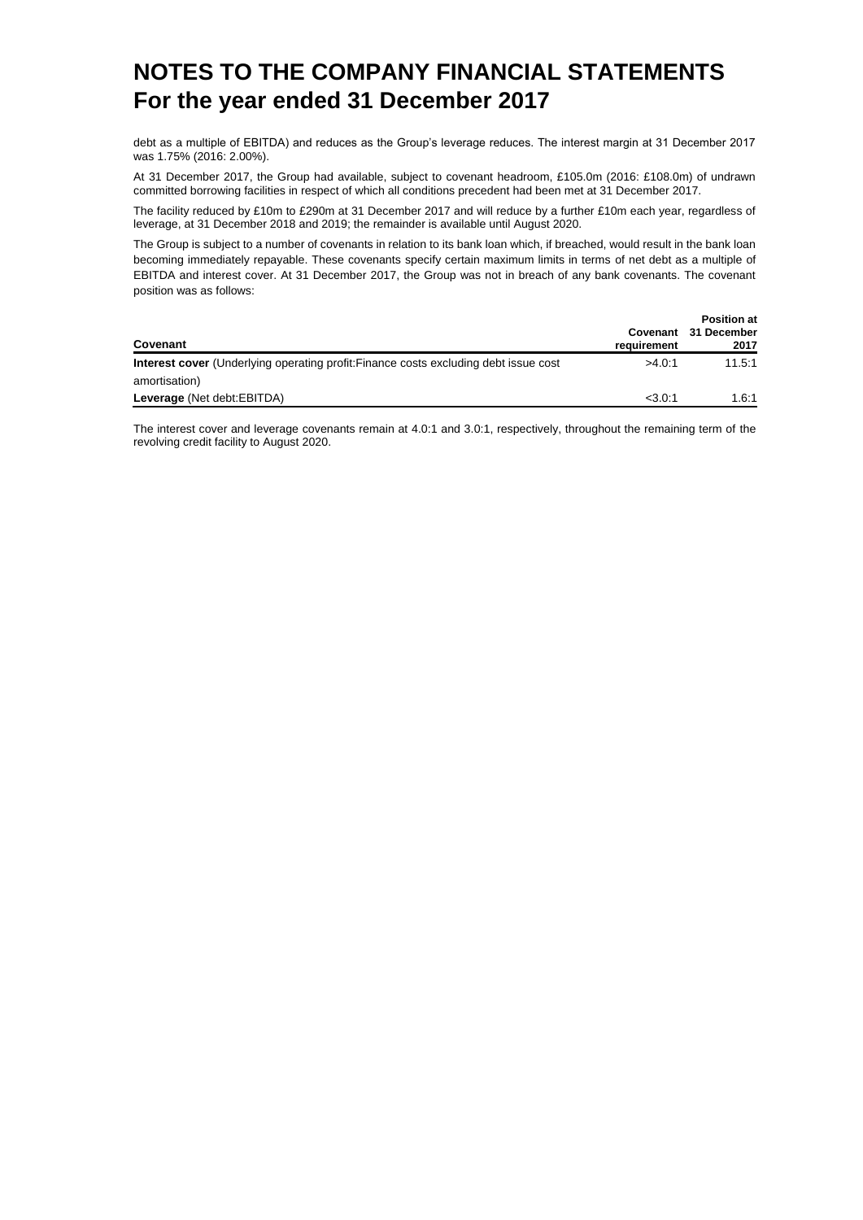# NOTES TO THE COMPANY FINANCIAL STATEMENTS
## For the year ended 31 December 2017

debt as a multiple of EBITDA) and reduces as the Group's leverage reduces. The interest margin at 31 December 2017 was 1.75% (2016: 2.00%).

At 31 December 2017, the Group had available, subject to covenant headroom, £105.0m (2016: £108.0m) of undrawn committed borrowing facilities in respect of which all conditions precedent had been met at 31 December 2017.

The facility reduced by £10m to £290m at 31 December 2017 and will reduce by a further £10m each year, regardless of leverage, at 31 December 2018 and 2019; the remainder is available until August 2020.

The Group is subject to a number of covenants in relation to its bank loan which, if breached, would result in the bank loan becoming immediately repayable. These covenants specify certain maximum limits in terms of net debt as a multiple of EBITDA and interest cover. At 31 December 2017, the Group was not in breach of any bank covenants. The covenant position was as follows:

| Covenant | Covenant requirement | Position at 31 December 2017 |
|---|---|---|
| **Interest cover** (Underlying operating profit:Finance costs excluding debt issue cost amortisation) | >4.0:1 | 11.5:1 |
| **Leverage** (Net debt:EBITDA) | <3.0:1 | 1.6:1 |

The interest cover and leverage covenants remain at 4.0:1 and 3.0:1, respectively, throughout the remaining term of the revolving credit facility to August 2020.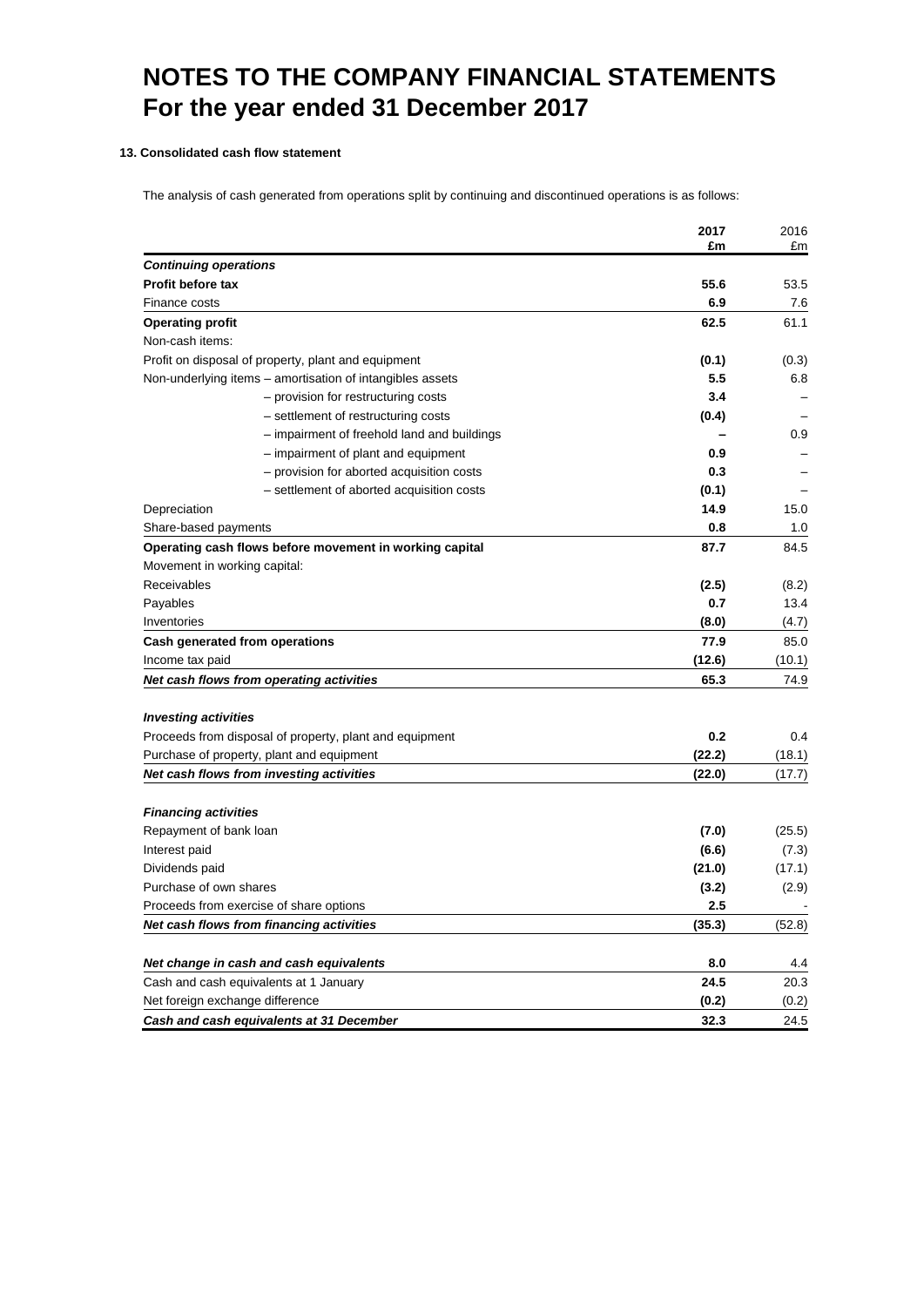# NOTES TO THE COMPANY FINANCIAL STATEMENTS
# For the year ended 31 December 2017

**13. Consolidated cash flow statement**

The analysis of cash generated from operations split by continuing and discontinued operations is as follows:

| | **2017 £m** | 2016 £m |
|---|---|---|
| ***Continuing operations*** | | |
| **Profit before tax** | **55.6** | 53.5 |
| Finance costs | **6.9** | 7.6 |
| **Operating profit** | **62.5** | 61.1 |
| Non-cash items: | | |
| Profit on disposal of property, plant and equipment | **(0.1)** | (0.3) |
| Non-underlying items – amortisation of intangibles assets | **5.5** | 6.8 |
| – provision for restructuring costs | **3.4** | – |
| – settlement of restructuring costs | **(0.4)** | – |
| – impairment of freehold land and buildings | **–** | 0.9 |
| – impairment of plant and equipment | **0.9** | – |
| – provision for aborted acquisition costs | **0.3** | – |
| – settlement of aborted acquisition costs | **(0.1)** | – |
| Depreciation | **14.9** | 15.0 |
| Share-based payments | **0.8** | 1.0 |
| **Operating cash flows before movement in working capital** | **87.7** | 84.5 |
| Movement in working capital: | | |
| Receivables | **(2.5)** | (8.2) |
| Payables | **0.7** | 13.4 |
| Inventories | **(8.0)** | (4.7) |
| **Cash generated from operations** | **77.9** | 85.0 |
| Income tax paid | **(12.6)** | (10.1) |
| ***Net cash flows from operating activities*** | **65.3** | 74.9 |
| | | |
| ***Investing activities*** | | |
| Proceeds from disposal of property, plant and equipment | **0.2** | 0.4 |
| Purchase of property, plant and equipment | **(22.2)** | (18.1) |
| ***Net cash flows from investing activities*** | **(22.0)** | (17.7) |
| | | |
| ***Financing activities*** | | |
| Repayment of bank loan | **(7.0)** | (25.5) |
| Interest paid | **(6.6)** | (7.3) |
| Dividends paid | **(21.0)** | (17.1) |
| Purchase of own shares | **(3.2)** | (2.9) |
| Proceeds from exercise of share options | **2.5** | - |
| ***Net cash flows from financing activities*** | **(35.3)** | (52.8) |
| | | |
| ***Net change in cash and cash equivalents*** | **8.0** | 4.4 |
| Cash and cash equivalents at 1 January | **24.5** | 20.3 |
| Net foreign exchange difference | **(0.2)** | (0.2) |
| ***Cash and cash equivalents at 31 December*** | **32.3** | 24.5 |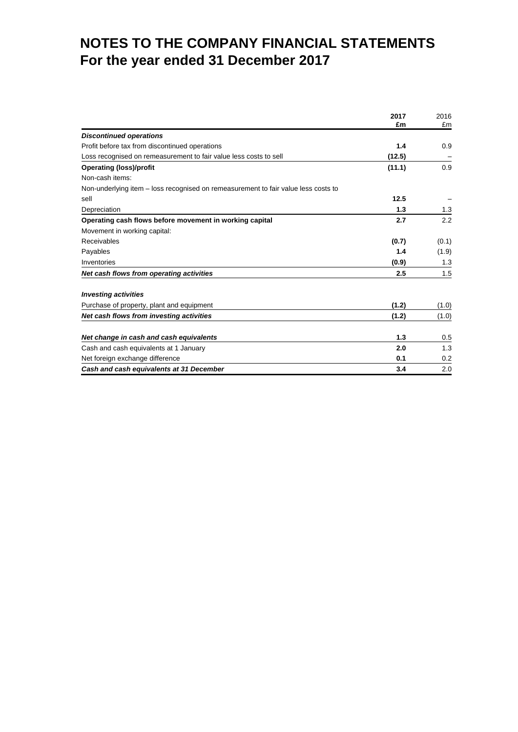# NOTES TO THE COMPANY FINANCIAL STATEMENTS
# For the year ended 31 December 2017

| | 2017 £m | 2016 £m |
|---|---|---|
| ***Discontinued operations*** | | |
| Profit before tax from discontinued operations | **1.4** | 0.9 |
| Loss recognised on remeasurement to fair value less costs to sell | **(12.5)** | – |
| **Operating (loss)/profit** | **(11.1)** | 0.9 |
| Non-cash items: | | |
| Non-underlying item – loss recognised on remeasurement to fair value less costs to sell | **12.5** | – |
| Depreciation | **1.3** | 1.3 |
| **Operating cash flows before movement in working capital** | **2.7** | 2.2 |
| Movement in working capital: | | |
| Receivables | **(0.7)** | (0.1) |
| Payables | **1.4** | (1.9) |
| Inventories | **(0.9)** | 1.3 |
| ***Net cash flows from operating activities*** | **2.5** | 1.5 |
| | | |
| ***Investing activities*** | | |
| Purchase of property, plant and equipment | **(1.2)** | (1.0) |
| ***Net cash flows from investing activities*** | **(1.2)** | (1.0) |
| | | |
| ***Net change in cash and cash equivalents*** | **1.3** | 0.5 |
| Cash and cash equivalents at 1 January | **2.0** | 1.3 |
| Net foreign exchange difference | **0.1** | 0.2 |
| ***Cash and cash equivalents at 31 December*** | **3.4** | 2.0 |